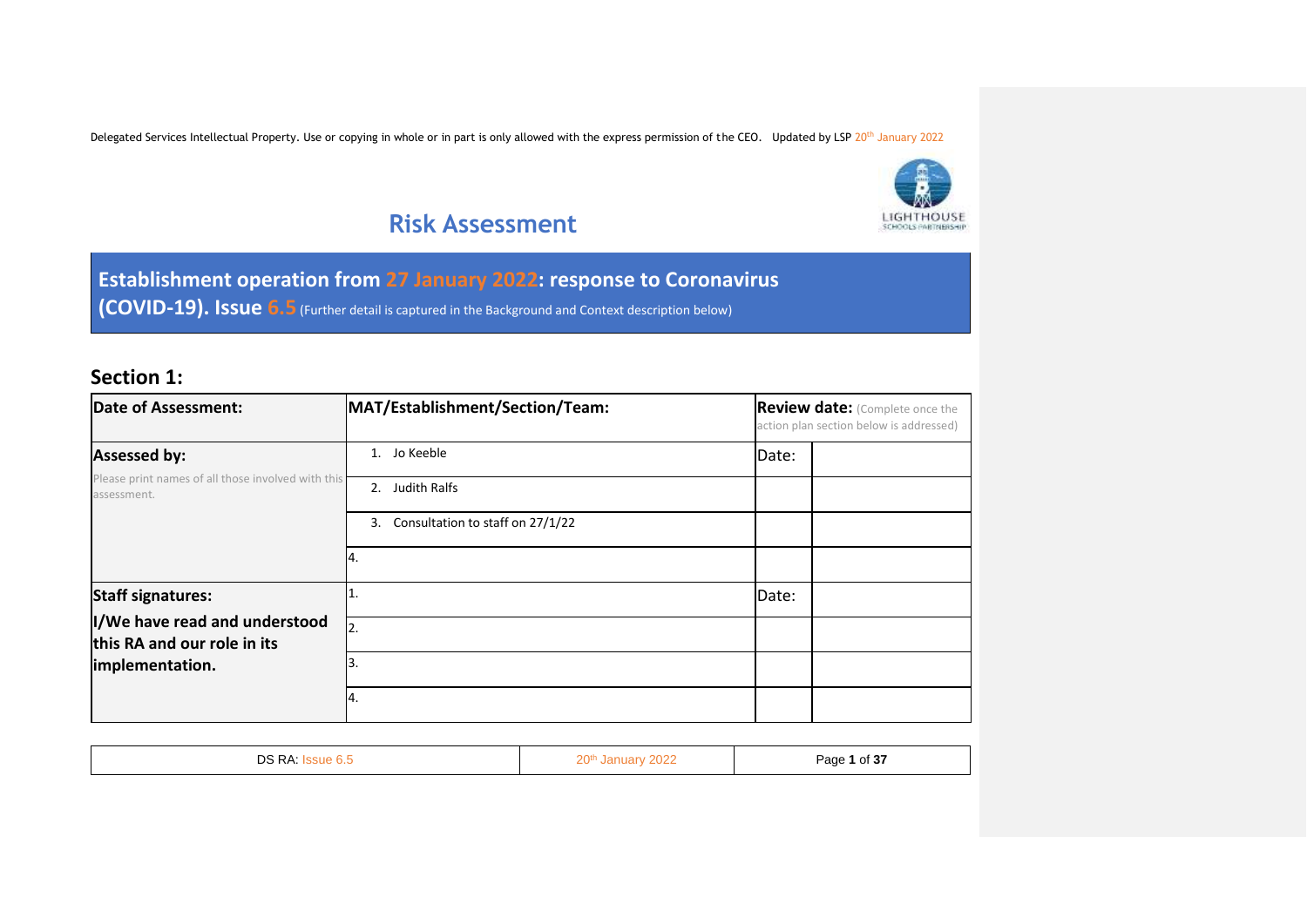Delegated Services Intellectual Property. Use or copying in whole or in part is only allowed with the express permission of the CEO. Updated by LSP 20th January 2022

# Risk Assessment

## Establishment operation from 27 January 2022: response to Coronavirus (COVID-19). Issue 6.5 (Further detail is captured in the Background and Context description below)

## Section 1:

| Date of Assessment: | MAT/Establishment/Section/Team: | Review date: (Complete once the action plan section below is addressed) | |
|---|---|---|---|
| **Assessed by:** Please print names of all those involved with this assessment. | 1. Jo Keeble | Date: | |
| | 2. Judith Ralfs | | |
| | 3. Consultation to staff on 27/1/22 | | |
| | 4. | | |
| **Staff signatures: I/We have read and understood this RA and our role in its implementation.** | 1. | Date: | |
| | 2. | | |
| | 3. | | |
| | 4. | | |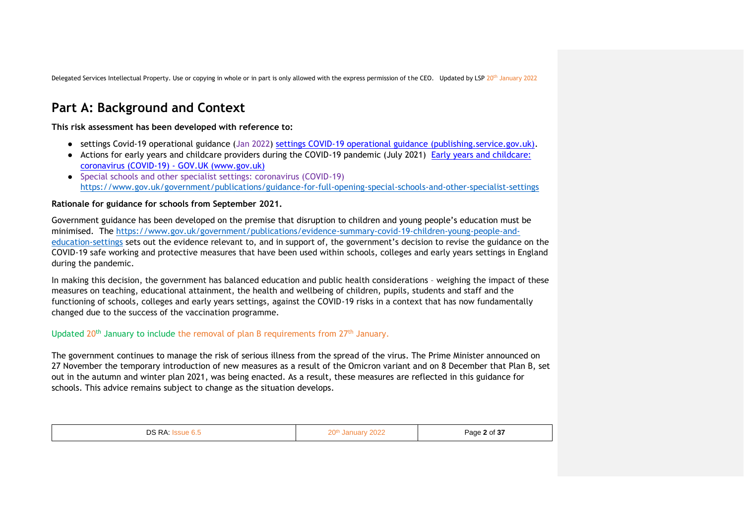# Part A: Background and Context

**This risk assessment has been developed with reference to:**

- settings Covid-19 operational guidance (Jan 2022) [settings COVID-19 operational guidance (publishing.service.gov.uk)](publishing.service.gov.uk).
- Actions for early years and childcare providers during the COVID-19 pandemic (July 2021) [Early years and childcare: coronavirus (COVID-19) - GOV.UK (www.gov.uk)](www.gov.uk)
- Special schools and other specialist settings: coronavirus (COVID-19) https://www.gov.uk/government/publications/guidance-for-full-opening-special-schools-and-other-specialist-settings

**Rationale for guidance for schools from September 2021.**

Government guidance has been developed on the premise that disruption to children and young people's education must be minimised. The https://www.gov.uk/government/publications/evidence-summary-covid-19-children-young-people-and-education-settings sets out the evidence relevant to, and in support of, the government's decision to revise the guidance on the COVID-19 safe working and protective measures that have been used within schools, colleges and early years settings in England during the pandemic.

In making this decision, the government has balanced education and public health considerations – weighing the impact of these measures on teaching, educational attainment, the health and wellbeing of children, pupils, students and staff and the functioning of schools, colleges and early years settings, against the COVID-19 risks in a context that has now fundamentally changed due to the success of the vaccination programme.

Updated 20th January to include the removal of plan B requirements from 27th January.

The government continues to manage the risk of serious illness from the spread of the virus. The Prime Minister announced on 27 November the temporary introduction of new measures as a result of the Omicron variant and on 8 December that Plan B, set out in the autumn and winter plan 2021, was being enacted. As a result, these measures are reflected in this guidance for schools. This advice remains subject to change as the situation develops.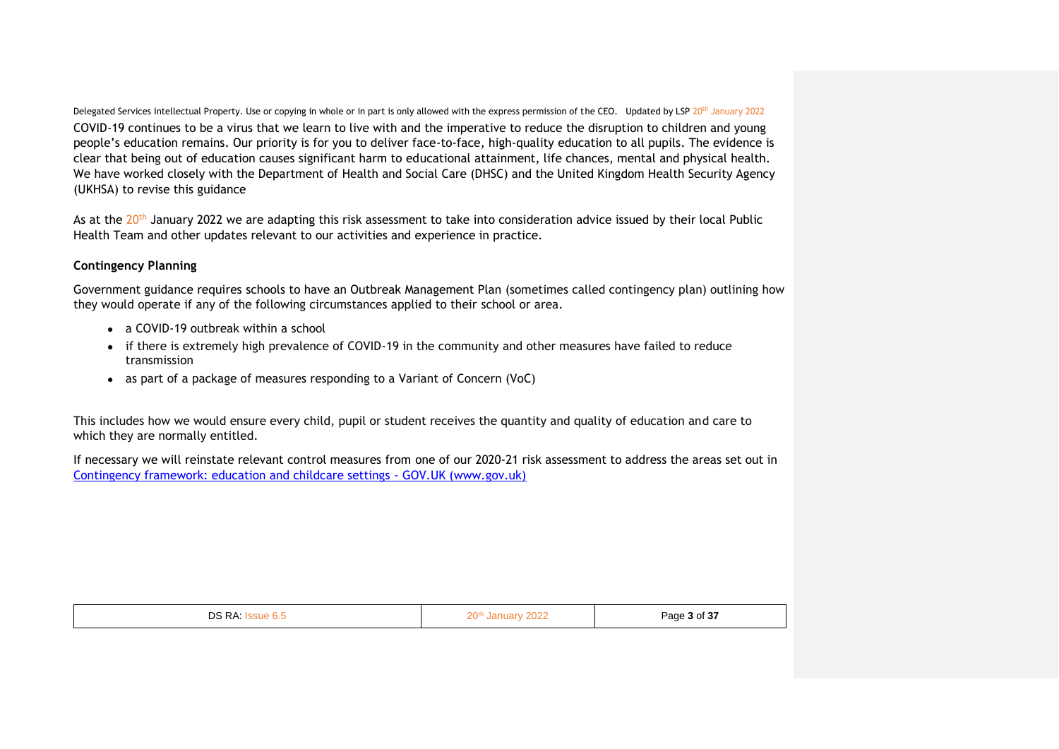COVID-19 continues to be a virus that we learn to live with and the imperative to reduce the disruption to children and young people's education remains. Our priority is for you to deliver face-to-face, high-quality education to all pupils. The evidence is clear that being out of education causes significant harm to educational attainment, life chances, mental and physical health. We have worked closely with the Department of Health and Social Care (DHSC) and the United Kingdom Health Security Agency (UKHSA) to revise this guidance

As at the 20th January 2022 we are adapting this risk assessment to take into consideration advice issued by their local Public Health Team and other updates relevant to our activities and experience in practice.

**Contingency Planning**

Government guidance requires schools to have an Outbreak Management Plan (sometimes called contingency plan) outlining how they would operate if any of the following circumstances applied to their school or area.

- a COVID-19 outbreak within a school
- if there is extremely high prevalence of COVID-19 in the community and other measures have failed to reduce transmission
- as part of a package of measures responding to a Variant of Concern (VoC)

This includes how we would ensure every child, pupil or student receives the quantity and quality of education and care to which they are normally entitled.

If necessary we will reinstate relevant control measures from one of our 2020-21 risk assessment to address the areas set out in [Contingency framework: education and childcare settings - GOV.UK (www.gov.uk)]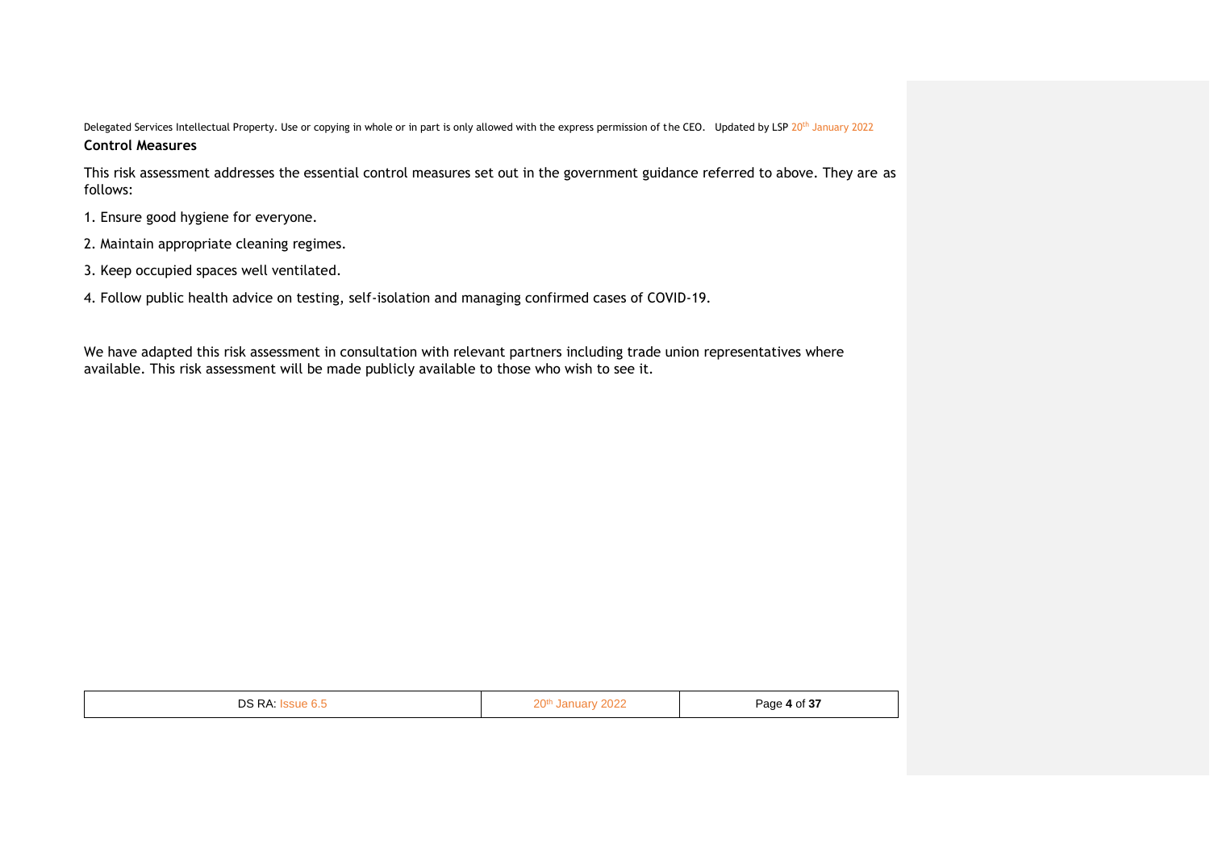## Control Measures

This risk assessment addresses the essential control measures set out in the government guidance referred to above. They are as follows:

1. Ensure good hygiene for everyone.
2. Maintain appropriate cleaning regimes.
3. Keep occupied spaces well ventilated.
4. Follow public health advice on testing, self-isolation and managing confirmed cases of COVID-19.

We have adapted this risk assessment in consultation with relevant partners including trade union representatives where available. This risk assessment will be made publicly available to those who wish to see it.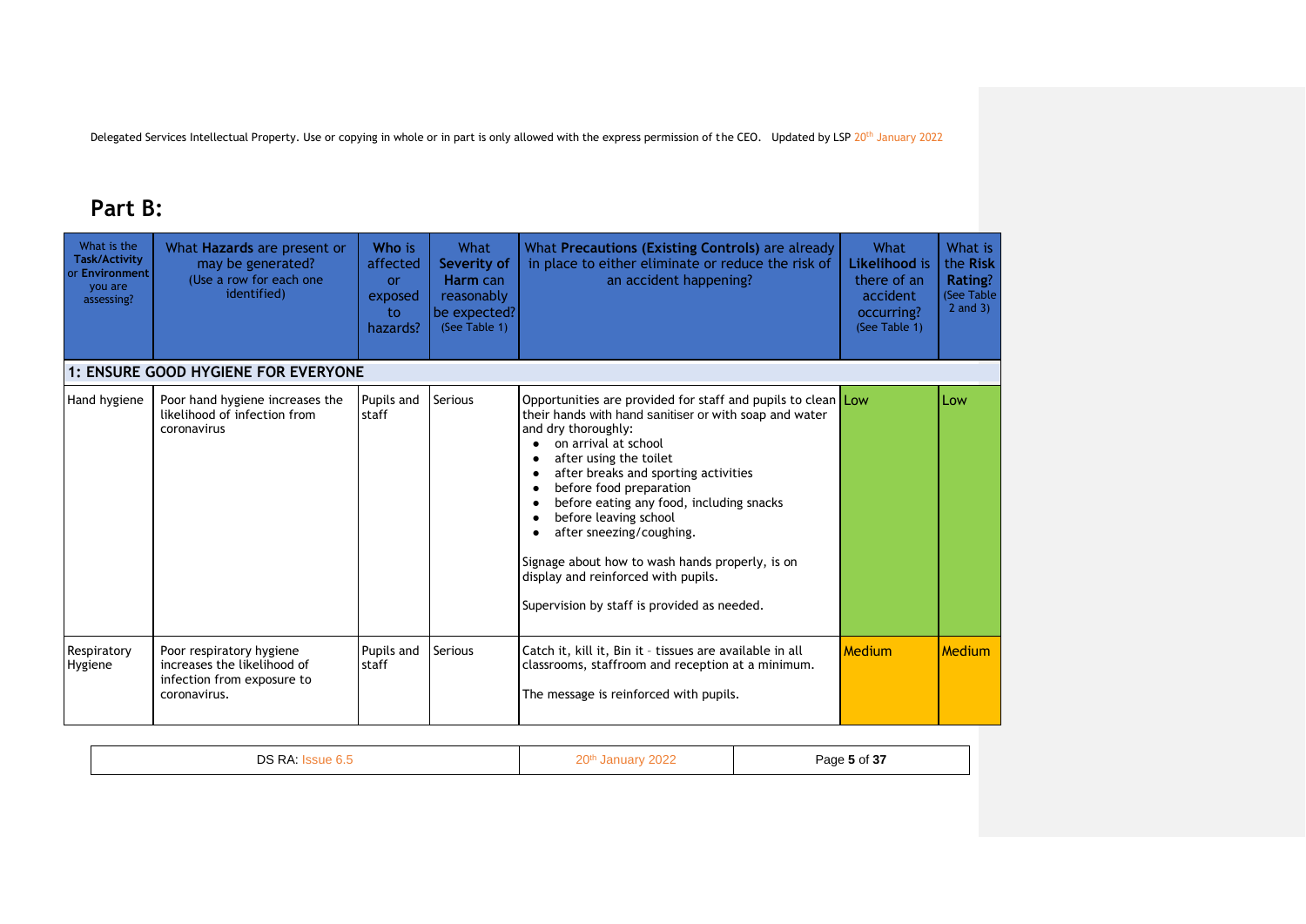## Part B:

| What is the **Task/Activity** or **Environment** you are assessing? | What **Hazards** are present or may be generated? (Use a row for each one identified) | **Who** is affected or exposed to hazards? | What **Severity of Harm** can reasonably be expected? (See Table 1) | What **Precautions (Existing Controls)** are already in place to either eliminate or reduce the risk of an accident happening? | What **Likelihood** is there of an accident occurring? (See Table 1) | What is the **Risk Rating**? (See Table 2 and 3) |
|---|---|---|---|---|---|---|
| **1: ENSURE GOOD HYGIENE FOR EVERYONE** | | | | | | |
| Hand hygiene | Poor hand hygiene increases the likelihood of infection from coronavirus | Pupils and staff | Serious | Opportunities are provided for staff and pupils to clean their hands with hand sanitiser or with soap and water and dry thoroughly:<br>• on arrival at school<br>• after using the toilet<br>• after breaks and sporting activities<br>• before food preparation<br>• before eating any food, including snacks<br>• before leaving school<br>• after sneezing/coughing.<br><br>Signage about how to wash hands properly, is on display and reinforced with pupils.<br><br>Supervision by staff is provided as needed. | Low | Low |
| Respiratory Hygiene | Poor respiratory hygiene increases the likelihood of infection from exposure to coronavirus. | Pupils and staff | Serious | Catch it, kill it, Bin it – tissues are available in all classrooms, staffroom and reception at a minimum.<br><br>The message is reinforced with pupils. | Medium | Medium |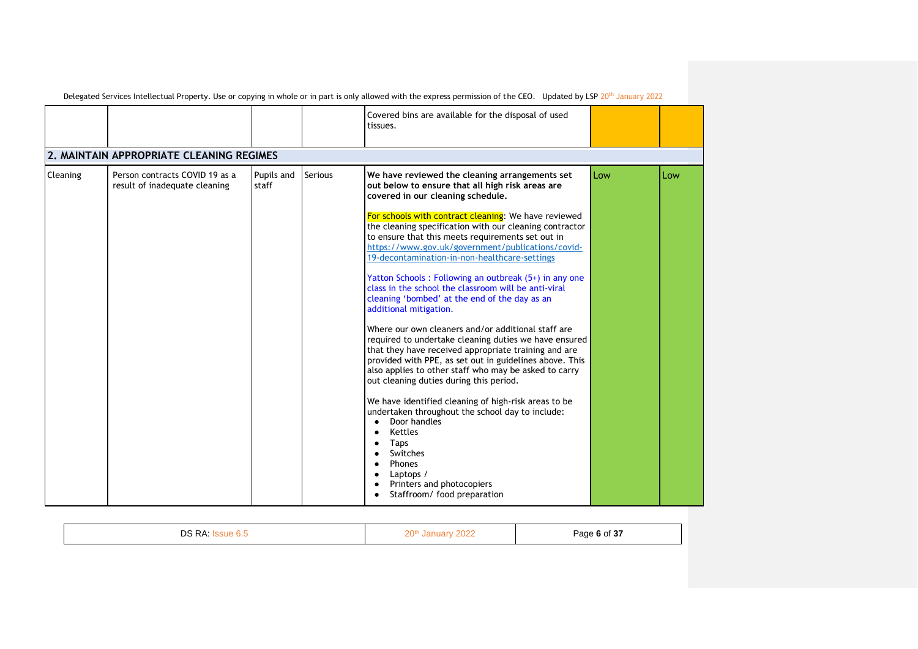| | | | | | | |
|---|---|---|---|---|---|---|
| | | | | Covered bins are available for the disposal of used tissues. | | |
| **2. MAINTAIN APPROPRIATE CLEANING REGIMES** | | | | | | |
| Cleaning | Person contracts COVID 19 as a result of inadequate cleaning | Pupils and staff | Serious | **We have reviewed the cleaning arrangements set out below to ensure that all high risk areas are covered in our cleaning schedule.**<br><br>For schools with contract cleaning: We have reviewed the cleaning specification with our cleaning contractor to ensure that this meets requirements set out in https://www.gov.uk/government/publications/covid-19-decontamination-in-non-healthcare-settings<br><br>Yatton Schools : Following an outbreak (5+) in any one class in the school the classroom will be anti-viral cleaning 'bombed' at the end of the day as an additional mitigation.<br><br>Where our own cleaners and/or additional staff are required to undertake cleaning duties we have ensured that they have received appropriate training and are provided with PPE, as set out in guidelines above. This also applies to other staff who may be asked to carry out cleaning duties during this period.<br><br>We have identified cleaning of high-risk areas to be undertaken throughout the school day to include:<br>• Door handles<br>• Kettles<br>• Taps<br>• Switches<br>• Phones<br>• Laptops /<br>• Printers and photocopiers<br>• Staffroom/ food preparation | Low | Low |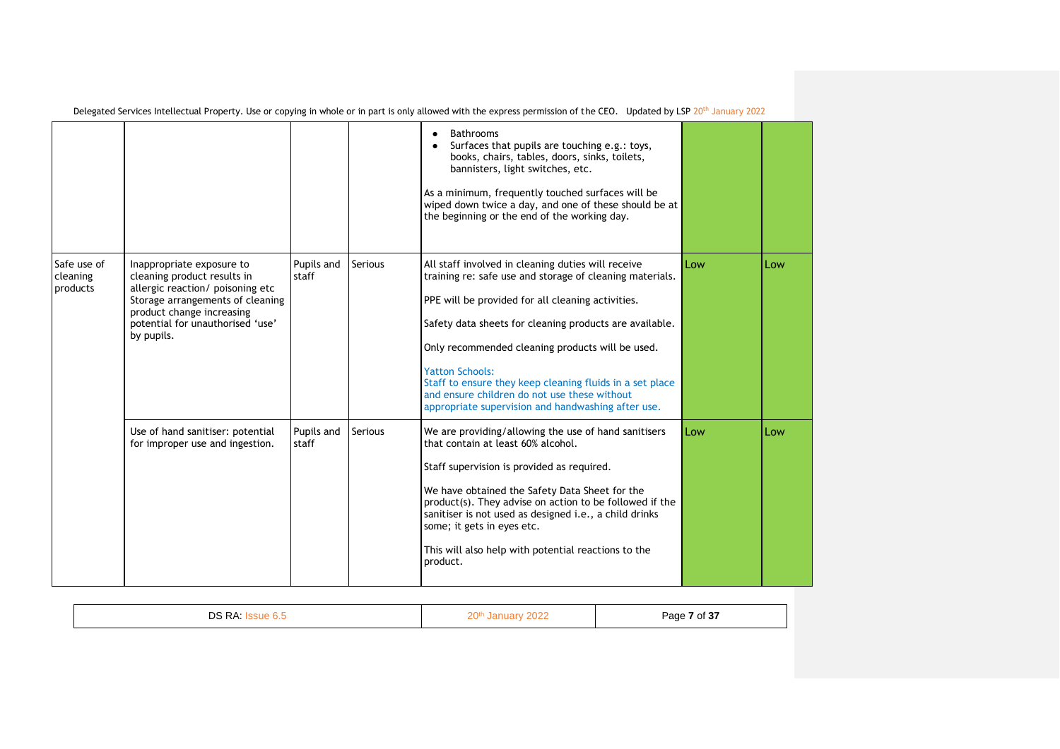| | | | | | | |
|---|---|---|---|---|---|---|
| | | | | • Bathrooms<br>• Surfaces that pupils are touching e.g.: toys, books, chairs, tables, doors, sinks, toilets, bannisters, light switches, etc.<br><br>As a minimum, frequently touched surfaces will be wiped down twice a day, and one of these should be at the beginning or the end of the working day. | | |
| Safe use of cleaning products | Inappropriate exposure to cleaning product results in allergic reaction/ poisoning etc<br>Storage arrangements of cleaning product change increasing potential for unauthorised 'use' by pupils. | Pupils and staff | Serious | All staff involved in cleaning duties will receive training re: safe use and storage of cleaning materials.<br><br>PPE will be provided for all cleaning activities.<br><br>Safety data sheets for cleaning products are available.<br><br>Only recommended cleaning products will be used.<br><br>Yatton Schools:<br>Staff to ensure they keep cleaning fluids in a set place and ensure children do not use these without appropriate supervision and handwashing after use. | Low | Low |
| | Use of hand sanitiser: potential for improper use and ingestion. | Pupils and staff | Serious | We are providing/allowing the use of hand sanitisers that contain at least 60% alcohol.<br><br>Staff supervision is provided as required.<br><br>We have obtained the Safety Data Sheet for the product(s). They advise on action to be followed if the sanitiser is not used as designed i.e., a child drinks some; it gets in eyes etc.<br><br>This will also help with potential reactions to the product. | Low | Low |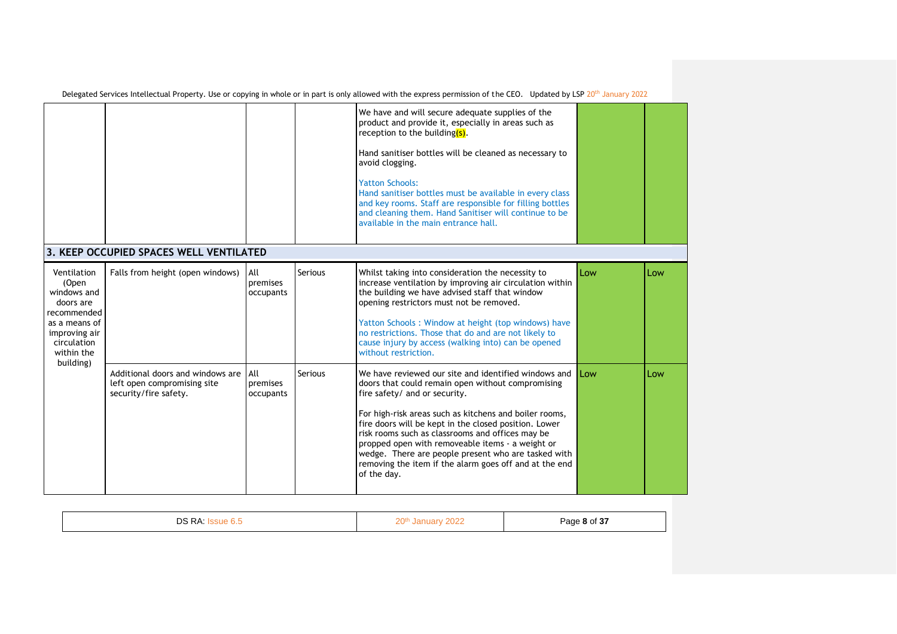| | | | | We have and will secure adequate supplies of the product and provide it, especially in areas such as reception to the building(s).<br><br>Hand sanitiser bottles will be cleaned as necessary to avoid clogging.<br><br>Yatton Schools:<br>Hand sanitiser bottles must be available in every class and key rooms. Staff are responsible for filling bottles and cleaning them. Hand Sanitiser will continue to be available in the main entrance hall. | | |
|---|---|---|---|---|---|---|
| **3. KEEP OCCUPIED SPACES WELL VENTILATED** | | | | | | |
| Ventilation (Open windows and doors are recommended as a means of improving air circulation within the building) | Falls from height (open windows) | All premises occupants | Serious | Whilst taking into consideration the necessity to increase ventilation by improving air circulation within the building we have advised staff that window opening restrictors must not be removed.<br><br>Yatton Schools : Window at height (top windows) have no restrictions. Those that do and are not likely to cause injury by access (walking into) can be opened without restriction. | Low | Low |
| | Additional doors and windows are left open compromising site security/fire safety. | All premises occupants | Serious | We have reviewed our site and identified windows and doors that could remain open without compromising fire safety/ and or security.<br><br>For high-risk areas such as kitchens and boiler rooms, fire doors will be kept in the closed position. Lower risk rooms such as classrooms and offices may be propped open with removeable items - a weight or wedge. There are people present who are tasked with removing the item if the alarm goes off and at the end of the day. | Low | Low |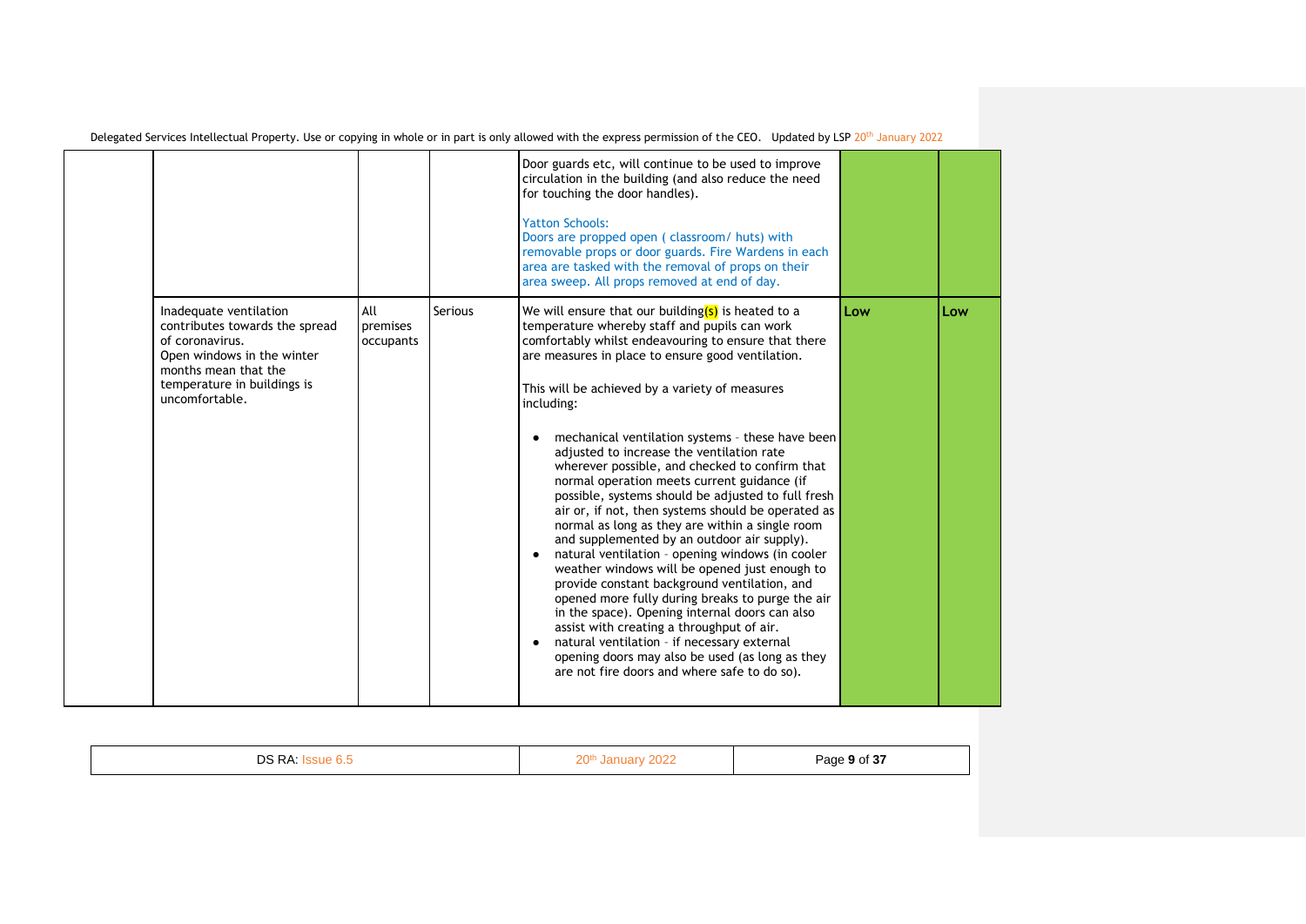| | | | | | |
|---|---|---|---|---|---|
| | | | Door guards etc, will continue to be used to improve circulation in the building (and also reduce the need for touching the door handles).<br><br>Yatton Schools:<br>Doors are propped open ( classroom/ huts) with removable props or door guards. Fire Wardens in each area are tasked with the removal of props on their area sweep. All props removed at end of day. | | |
| Inadequate ventilation contributes towards the spread of coronavirus.<br>Open windows in the winter months mean that the temperature in buildings is uncomfortable. | All premises occupants | Serious | We will ensure that our building(s) is heated to a temperature whereby staff and pupils can work comfortably whilst endeavouring to ensure that there are measures in place to ensure good ventilation.<br><br>This will be achieved by a variety of measures including:<br><br>• mechanical ventilation systems – these have been adjusted to increase the ventilation rate wherever possible, and checked to confirm that normal operation meets current guidance (if possible, systems should be adjusted to full fresh air or, if not, then systems should be operated as normal as long as they are within a single room and supplemented by an outdoor air supply).<br>• natural ventilation – opening windows (in cooler weather windows will be opened just enough to provide constant background ventilation, and opened more fully during breaks to purge the air in the space). Opening internal doors can also assist with creating a throughput of air.<br>• natural ventilation – if necessary external opening doors may also be used (as long as they are not fire doors and where safe to do so). | **Low** | **Low** |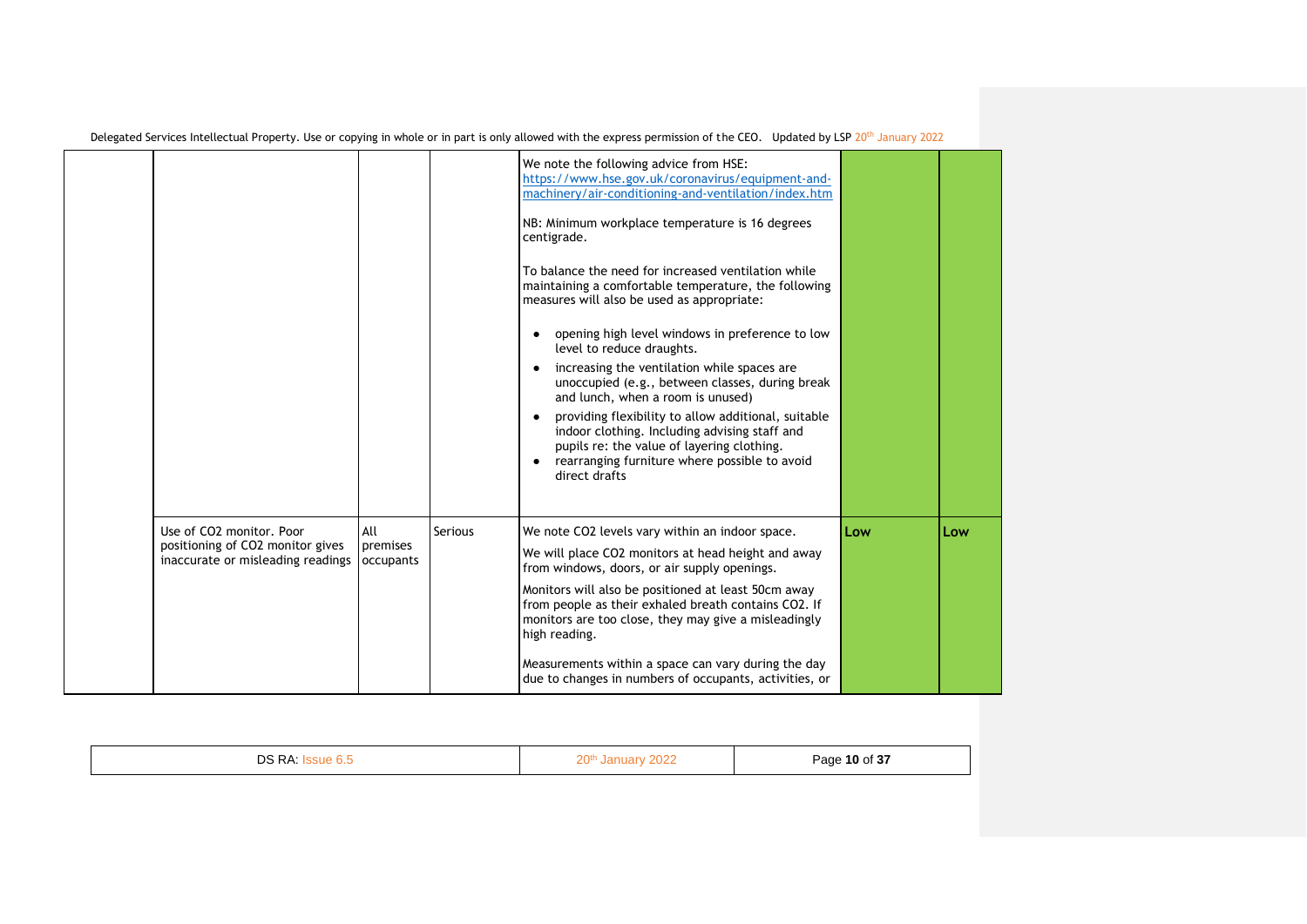| | | | | | | |
|---|---|---|---|---|---|---|
| | | | | We note the following advice from HSE: https://www.hse.gov.uk/coronavirus/equipment-and-machinery/air-conditioning-and-ventilation/index.htm<br><br>NB: Minimum workplace temperature is 16 degrees centigrade.<br><br>To balance the need for increased ventilation while maintaining a comfortable temperature, the following measures will also be used as appropriate:<br><br>• opening high level windows in preference to low level to reduce draughts.<br>• increasing the ventilation while spaces are unoccupied (e.g., between classes, during break and lunch, when a room is unused)<br>• providing flexibility to allow additional, suitable indoor clothing. Including advising staff and pupils re: the value of layering clothing.<br>• rearranging furniture where possible to avoid direct drafts | | |
| | Use of $CO_2$ monitor. Poor positioning of $CO_2$ monitor gives inaccurate or misleading readings | All premises occupants | Serious | We note $CO_2$ levels vary within an indoor space.<br><br>We will place $CO_2$ monitors at head height and away from windows, doors, or air supply openings.<br><br>Monitors will also be positioned at least 50cm away from people as their exhaled breath contains $CO_2$. If monitors are too close, they may give a misleadingly high reading.<br><br>Measurements within a space can vary during the day due to changes in numbers of occupants, activities, or | **Low** | **Low** |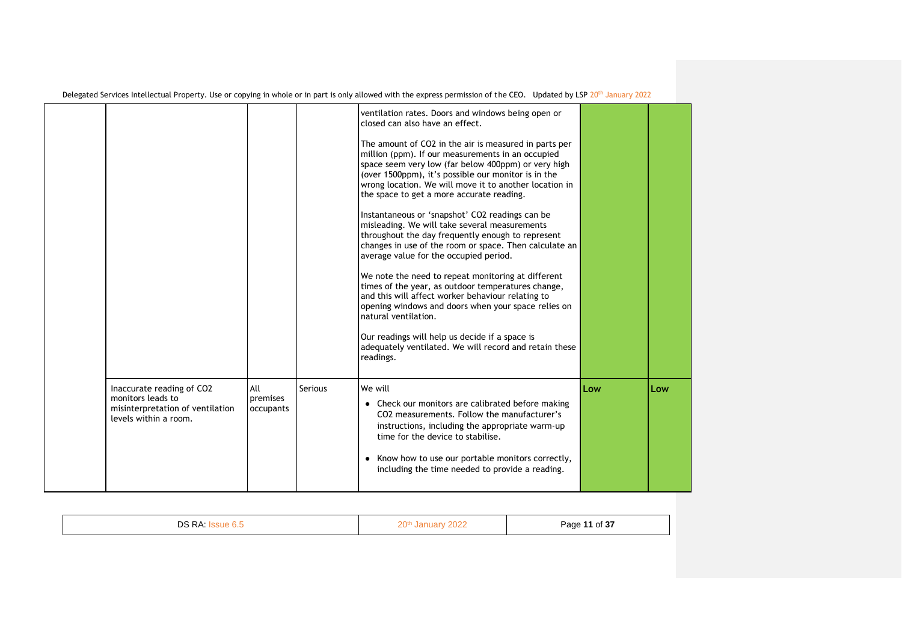| | | | | | | |
|---|---|---|---|---|---|---|
| | | | | ventilation rates. Doors and windows being open or closed can also have an effect.<br><br>The amount of $CO_2$ in the air is measured in parts per million (ppm). If our measurements in an occupied space seem very low (far below 400ppm) or very high (over 1500ppm), it's possible our monitor is in the wrong location. We will move it to another location in the space to get a more accurate reading.<br><br>Instantaneous or 'snapshot' $CO_2$ readings can be misleading. We will take several measurements throughout the day frequently enough to represent changes in use of the room or space. Then calculate an average value for the occupied period.<br><br>We note the need to repeat monitoring at different times of the year, as outdoor temperatures change, and this will affect worker behaviour relating to opening windows and doors when your space relies on natural ventilation.<br><br>Our readings will help us decide if a space is adequately ventilated. We will record and retain these readings. | | |
| | Inaccurate reading of $CO_2$ monitors leads to misinterpretation of ventilation levels within a room. | All premises occupants | Serious | We will<br>• Check our monitors are calibrated before making $CO_2$ measurements. Follow the manufacturer's instructions, including the appropriate warm-up time for the device to stabilise.<br>• Know how to use our portable monitors correctly, including the time needed to provide a reading. | **Low** | **Low** |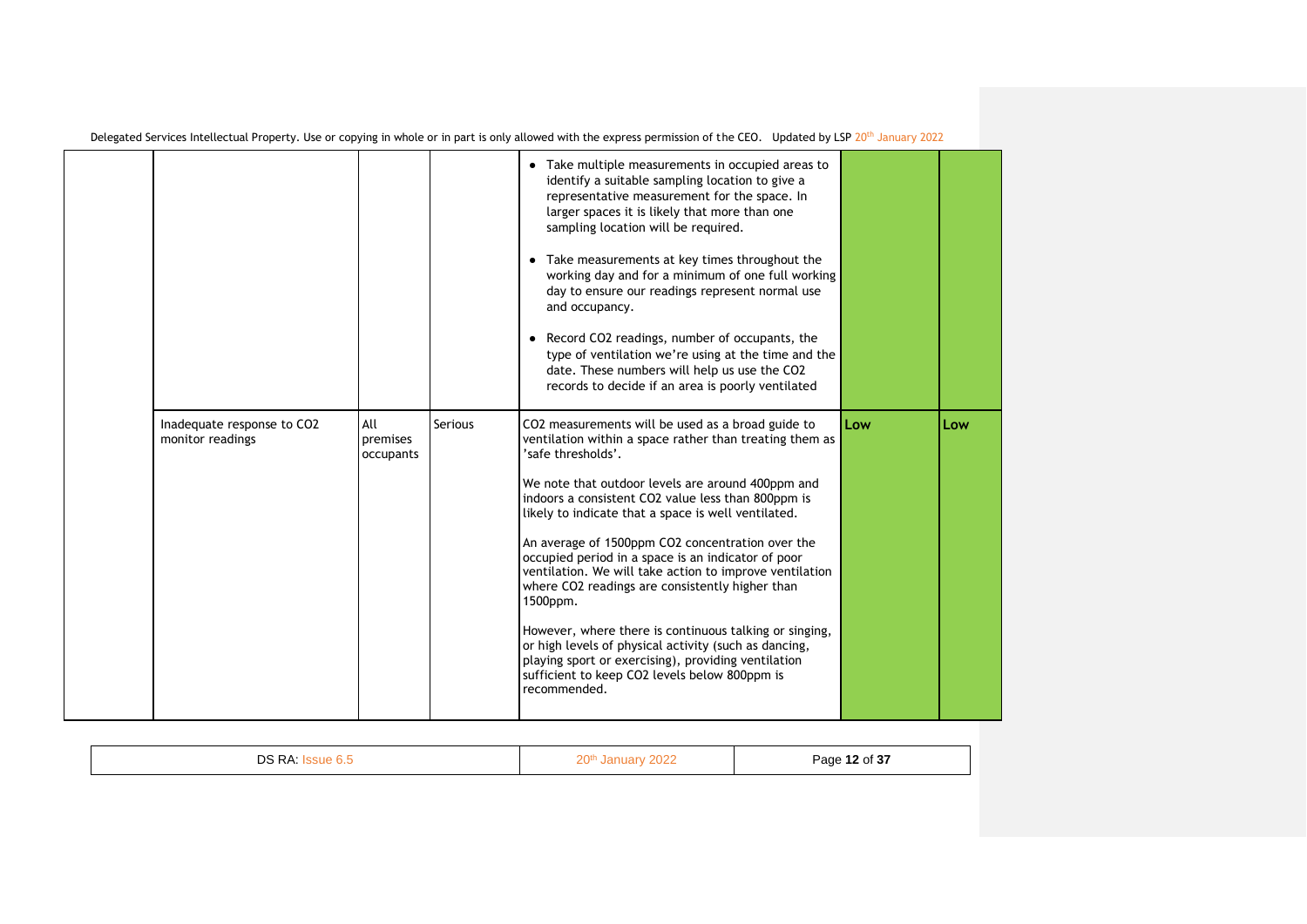| | | | | | | |
|---|---|---|---|---|---|---|
| | | | | • Take multiple measurements in occupied areas to identify a suitable sampling location to give a representative measurement for the space. In larger spaces it is likely that more than one sampling location will be required.<br><br>• Take measurements at key times throughout the working day and for a minimum of one full working day to ensure our readings represent normal use and occupancy.<br><br>• Record $CO_2$ readings, number of occupants, the type of ventilation we're using at the time and the date. These numbers will help us use the $CO_2$ records to decide if an area is poorly ventilated | | |
| | Inadequate response to $CO_2$ monitor readings | All premises occupants | Serious | $CO_2$ measurements will be used as a broad guide to ventilation within a space rather than treating them as 'safe thresholds'.<br><br>We note that outdoor levels are around 400ppm and indoors a consistent $CO_2$ value less than 800ppm is likely to indicate that a space is well ventilated.<br><br>An average of 1500ppm $CO_2$ concentration over the occupied period in a space is an indicator of poor ventilation. We will take action to improve ventilation where $CO_2$ readings are consistently higher than 1500ppm.<br><br>However, where there is continuous talking or singing, or high levels of physical activity (such as dancing, playing sport or exercising), providing ventilation sufficient to keep $CO_2$ levels below 800ppm is recommended. | **Low** | **Low** |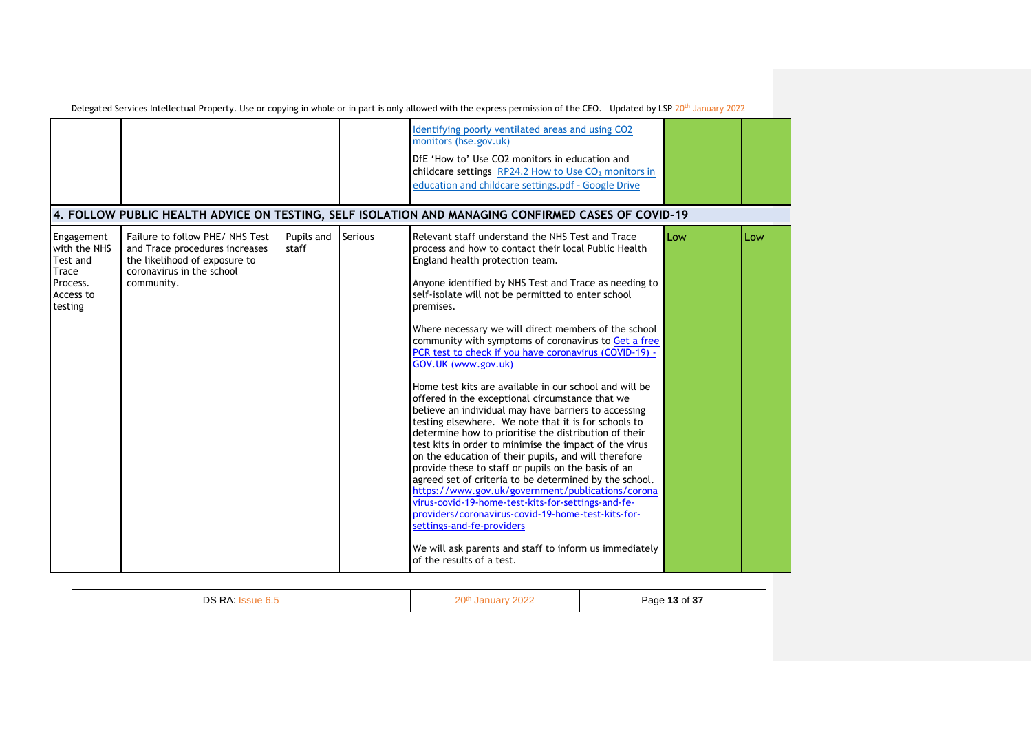| | | | | | | |
|---|---|---|---|---|---|---|
| | | | | Identifying poorly ventilated areas and using CO2 monitors (hse.gov.uk)<br><br>DfE 'How to' Use CO2 monitors in education and childcare settings RP24.2 How to Use $CO_2$ monitors in education and childcare settings.pdf - Google Drive | | |
| **4. FOLLOW PUBLIC HEALTH ADVICE ON TESTING, SELF ISOLATION AND MANAGING CONFIRMED CASES OF COVID-19** | | | | | | |
| Engagement with the NHS Test and Trace Process. Access to testing | Failure to follow PHE/ NHS Test and Trace procedures increases the likelihood of exposure to coronavirus in the school community. | Pupils and staff | Serious | Relevant staff understand the NHS Test and Trace process and how to contact their local Public Health England health protection team.<br><br>Anyone identified by NHS Test and Trace as needing to self-isolate will not be permitted to enter school premises.<br><br>Where necessary we will direct members of the school community with symptoms of coronavirus to Get a free PCR test to check if you have coronavirus (COVID-19) - GOV.UK (www.gov.uk)<br><br>Home test kits are available in our school and will be offered in the exceptional circumstance that we believe an individual may have barriers to accessing testing elsewhere. We note that it is for schools to determine how to prioritise the distribution of their test kits in order to minimise the impact of the virus on the education of their pupils, and will therefore provide these to staff or pupils on the basis of an agreed set of criteria to be determined by the school. https://www.gov.uk/government/publications/coronavirus-covid-19-home-test-kits-for-settings-and-fe-providers/coronavirus-covid-19-home-test-kits-for-settings-and-fe-providers<br><br>We will ask parents and staff to inform us immediately of the results of a test. | Low | Low |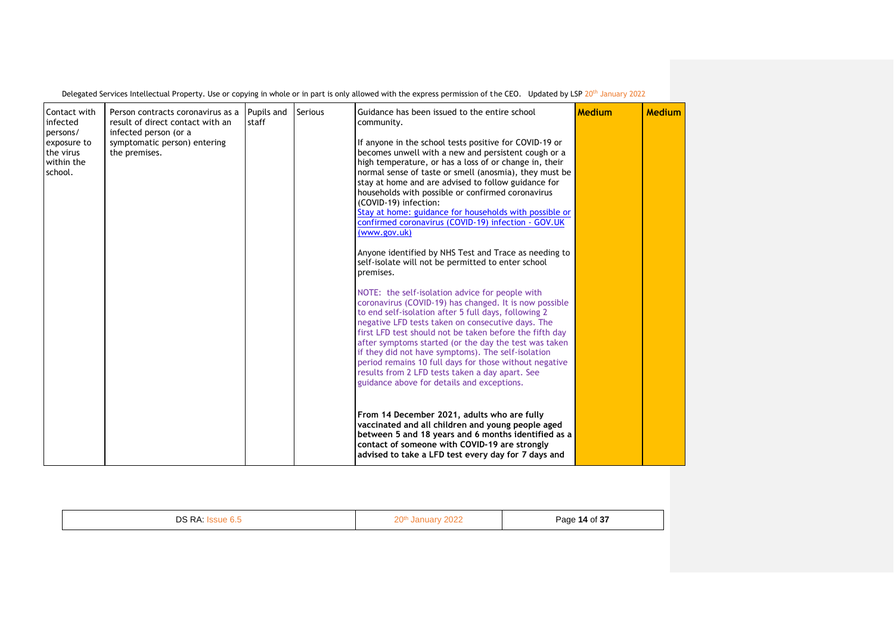| Contact with infected persons/ exposure to the virus within the school. | Person contracts coronavirus as a result of direct contact with an infected person (or a symptomatic person) entering the premises. | Pupils and staff | Serious | Guidance has been issued to the entire school community.<br><br>If anyone in the school tests positive for COVID-19 or becomes unwell with a new and persistent cough or a high temperature, or has a loss of or change in, their normal sense of taste or smell (anosmia), they must be stay at home and are advised to follow guidance for households with possible or confirmed coronavirus (COVID-19) infection:<br>[Stay at home: guidance for households with possible or confirmed coronavirus (COVID-19) infection - GOV.UK (www.gov.uk)](https://www.gov.uk)<br><br>Anyone identified by NHS Test and Trace as needing to self-isolate will not be permitted to enter school premises.<br><br>NOTE: the self-isolation advice for people with coronavirus (COVID-19) has changed. It is now possible to end self-isolation after 5 full days, following 2 negative LFD tests taken on consecutive days. The first LFD test should not be taken before the fifth day after symptoms started (or the day the test was taken if they did not have symptoms). The self-isolation period remains 10 full days for those without negative results from 2 LFD tests taken a day apart. See guidance above for details and exceptions.<br><br>**From 14 December 2021, adults who are fully vaccinated and all children and young people aged between 5 and 18 years and 6 months identified as a contact of someone with COVID-19 are strongly advised to take a LFD test every day for 7 days and** | **Medium** | **Medium** |
|---|---|---|---|---|---|---|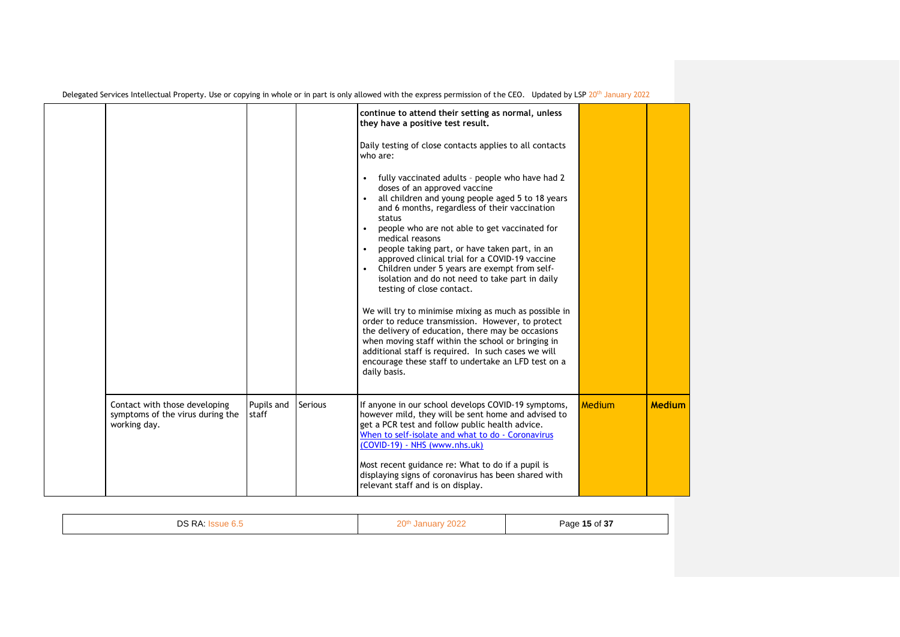| | | | | | | |
|---|---|---|---|---|---|---|
| | | | | **continue to attend their setting as normal, unless they have a positive test result.**<br><br>Daily testing of close contacts applies to all contacts who are:<br><br>• fully vaccinated adults – people who have had 2 doses of an approved vaccine<br>• all children and young people aged 5 to 18 years and 6 months, regardless of their vaccination status<br>• people who are not able to get vaccinated for medical reasons<br>• people taking part, or have taken part, in an approved clinical trial for a COVID-19 vaccine<br>• Children under 5 years are exempt from self-isolation and do not need to take part in daily testing of close contact.<br><br>We will try to minimise mixing as much as possible in order to reduce transmission. However, to protect the delivery of education, there may be occasions when moving staff within the school or bringing in additional staff is required. In such cases we will encourage these staff to undertake an LFD test on a daily basis. | | |
| | Contact with those developing symptoms of the virus during the working day. | Pupils and staff | Serious | If anyone in our school develops COVID-19 symptoms, however mild, they will be sent home and advised to get a PCR test and follow public health advice. [When to self-isolate and what to do - Coronavirus (COVID-19) - NHS (www.nhs.uk)](https://www.nhs.uk)<br><br>Most recent guidance re: What to do if a pupil is displaying signs of coronavirus has been shared with relevant staff and is on display. | Medium | **Medium** |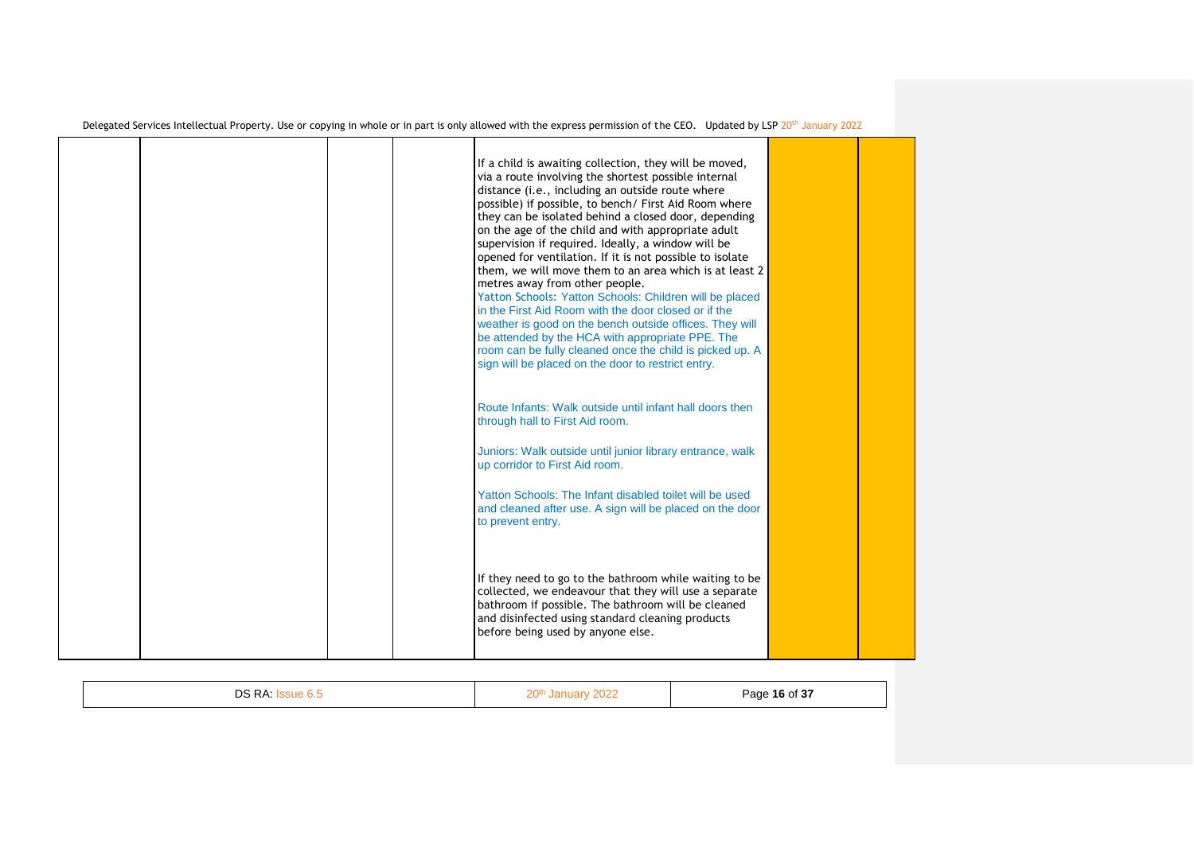| | | | | | | |
|---|---|---|---|---|---|---|
| | | | | If a child is awaiting collection, they will be moved, via a route involving the shortest possible internal distance (i.e., including an outside route where possible) if possible, to bench/ First Aid Room where they can be isolated behind a closed door, depending on the age of the child and with appropriate adult supervision if required. Ideally, a window will be opened for ventilation. If it is not possible to isolate them, we will move them to an area which is at least 2 metres away from other people.<br>Yatton Schools: Yatton Schools: Children will be placed in the First Aid Room with the door closed or if the weather is good on the bench outside offices. They will be attended by the HCA with appropriate PPE. The room can be fully cleaned once the child is picked up. A sign will be placed on the door to restrict entry.<br><br>Route Infants: Walk outside until infant hall doors then through hall to First Aid room.<br><br>Juniors: Walk outside until junior library entrance, walk up corridor to First Aid room.<br><br>Yatton Schools: The Infant disabled toilet will be used and cleaned after use. A sign will be placed on the door to prevent entry.<br><br>If they need to go to the bathroom while waiting to be collected, we endeavour that they will use a separate bathroom if possible. The bathroom will be cleaned and disinfected using standard cleaning products before being used by anyone else. | | |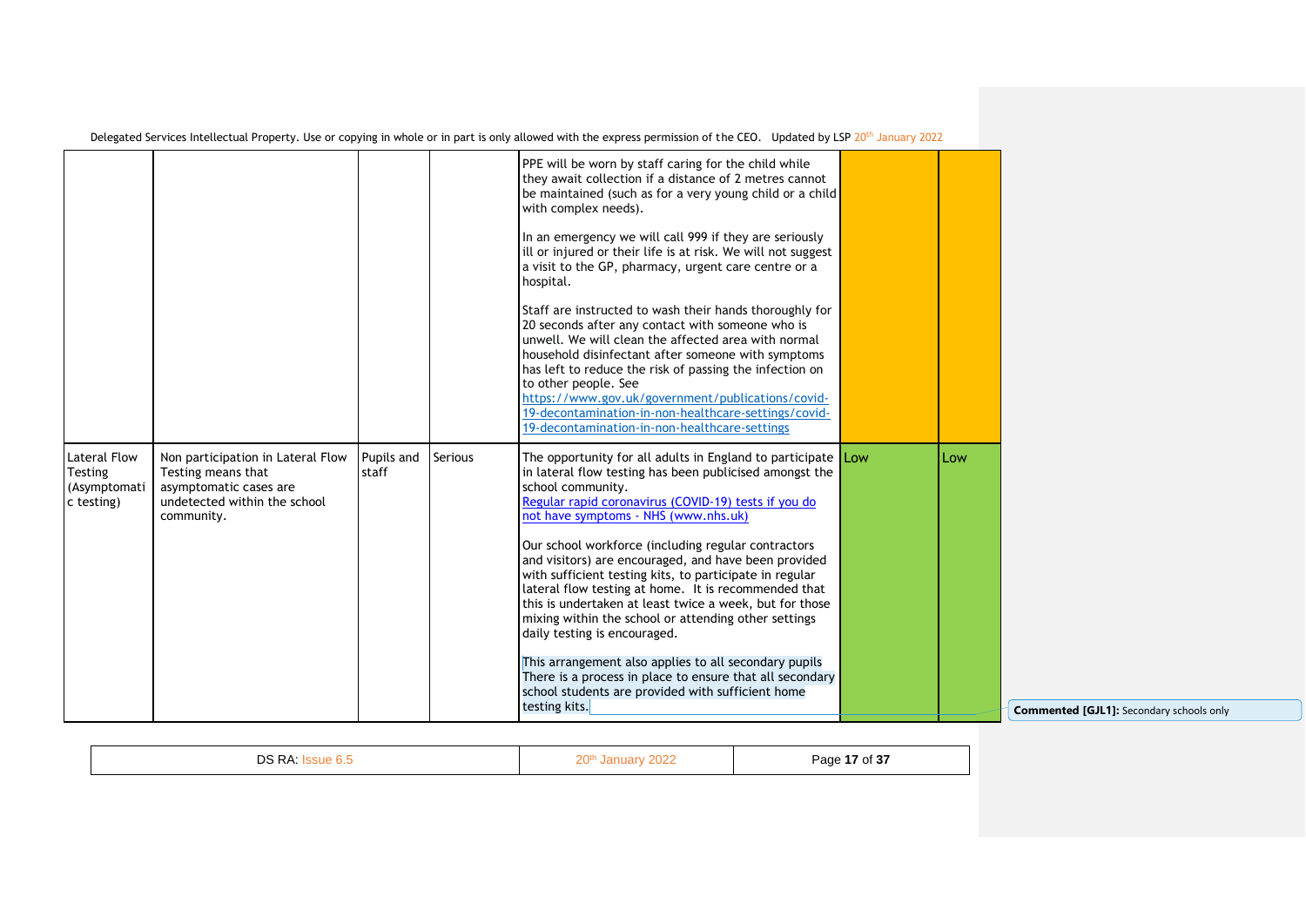| | | | | | | |
|---|---|---|---|---|---|---|
| | | | | PPE will be worn by staff caring for the child while they await collection if a distance of 2 metres cannot be maintained (such as for a very young child or a child with complex needs).<br><br>In an emergency we will call 999 if they are seriously ill or injured or their life is at risk. We will not suggest a visit to the GP, pharmacy, urgent care centre or a hospital.<br><br>Staff are instructed to wash their hands thoroughly for 20 seconds after any contact with someone who is unwell. We will clean the affected area with normal household disinfectant after someone with symptoms has left to reduce the risk of passing the infection on to other people. See https://www.gov.uk/government/publications/covid-19-decontamination-in-non-healthcare-settings/covid-19-decontamination-in-non-healthcare-settings | | |
| Lateral Flow Testing (Asymptomatic testing) | Non participation in Lateral Flow Testing means that asymptomatic cases are undetected within the school community. | Pupils and staff | Serious | The opportunity for all adults in England to participate in lateral flow testing has been publicised amongst the school community.<br>Regular rapid coronavirus (COVID-19) tests if you do not have symptoms - NHS (www.nhs.uk)<br><br>Our school workforce (including regular contractors and visitors) are encouraged, and have been provided with sufficient testing kits, to participate in regular lateral flow testing at home. It is recommended that this is undertaken at least twice a week, but for those mixing within the school or attending other settings daily testing is encouraged.<br><br>This arrangement also applies to all secondary pupils There is a process in place to ensure that all secondary school students are provided with sufficient home testing kits. | Low | Low |

Commented [GJL1]: Secondary schools only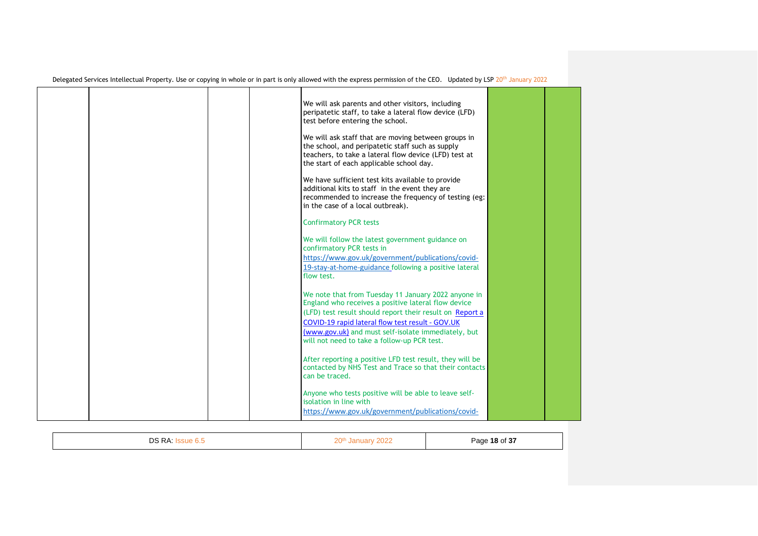| | | | | | | |
|---|---|---|---|---|---|---|
| | | | | We will ask parents and other visitors, including peripatetic staff, to take a lateral flow device (LFD) test before entering the school.<br><br>We will ask staff that are moving between groups in the school, and peripatetic staff such as supply teachers, to take a lateral flow device (LFD) test at the start of each applicable school day.<br><br>We have sufficient test kits available to provide additional kits to staff in the event they are recommended to increase the frequency of testing (eg: in the case of a local outbreak).<br><br>Confirmatory PCR tests<br><br>We will follow the latest government guidance on confirmatory PCR tests in [https://www.gov.uk/government/publications/covid-19-stay-at-home-guidance](https://www.gov.uk/government/publications/covid-19-stay-at-home-guidance) following a positive lateral flow test.<br><br>We note that from Tuesday 11 January 2022 anyone in England who receives a positive lateral flow device (LFD) test result should report their result on [Report a COVID-19 rapid lateral flow test result - GOV.UK (www.gov.uk)](https://www.gov.uk) and must self-isolate immediately, but will not need to take a follow-up PCR test.<br><br>After reporting a positive LFD test result, they will be contacted by NHS Test and Trace so that their contacts can be traced.<br><br>Anyone who tests positive will be able to leave self-isolation in line with https://www.gov.uk/government/publications/covid- | | |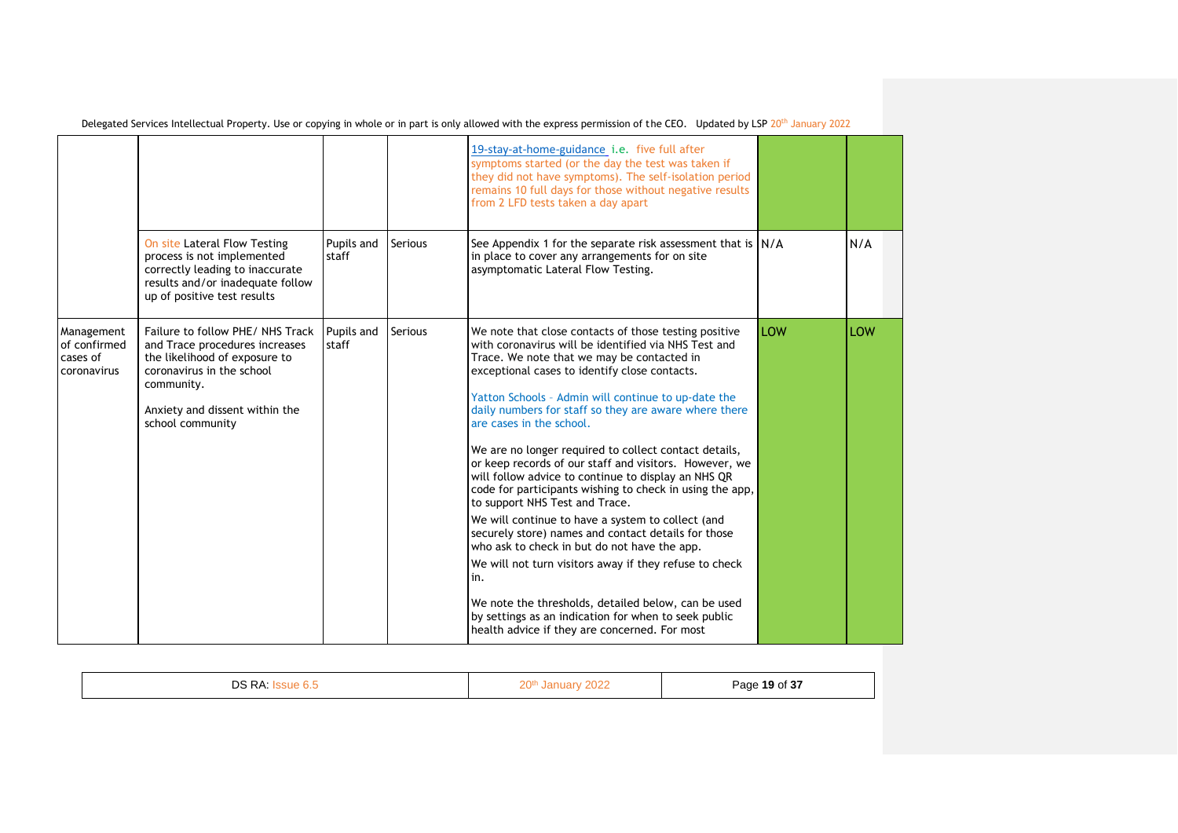| | | | | 19-stay-at-home-guidance i.e. five full after symptoms started (or the day the test was taken if they did not have symptoms). The self-isolation period remains 10 full days for those without negative results from 2 LFD tests taken a day apart | | |
|---|---|---|---|---|---|---|
| | On site Lateral Flow Testing process is not implemented correctly leading to inaccurate results and/or inadequate follow up of positive test results | Pupils and staff | Serious | See Appendix 1 for the separate risk assessment that is in place to cover any arrangements for on site asymptomatic Lateral Flow Testing. | N/A | N/A |
| Management of confirmed cases of coronavirus | Failure to follow PHE/ NHS Track and Trace procedures increases the likelihood of exposure to coronavirus in the school community.<br><br>Anxiety and dissent within the school community | Pupils and staff | Serious | We note that close contacts of those testing positive with coronavirus will be identified via NHS Test and Trace. We note that we may be contacted in exceptional cases to identify close contacts.<br><br>Yatton Schools – Admin will continue to up-date the daily numbers for staff so they are aware where there are cases in the school.<br><br>We are no longer required to collect contact details, or keep records of our staff and visitors. However, we will follow advice to continue to display an NHS QR code for participants wishing to check in using the app, to support NHS Test and Trace.<br><br>We will continue to have a system to collect (and securely store) names and contact details for those who ask to check in but do not have the app.<br><br>We will not turn visitors away if they refuse to check in.<br><br>We note the thresholds, detailed below, can be used by settings as an indication for when to seek public health advice if they are concerned. For most | LOW | LOW |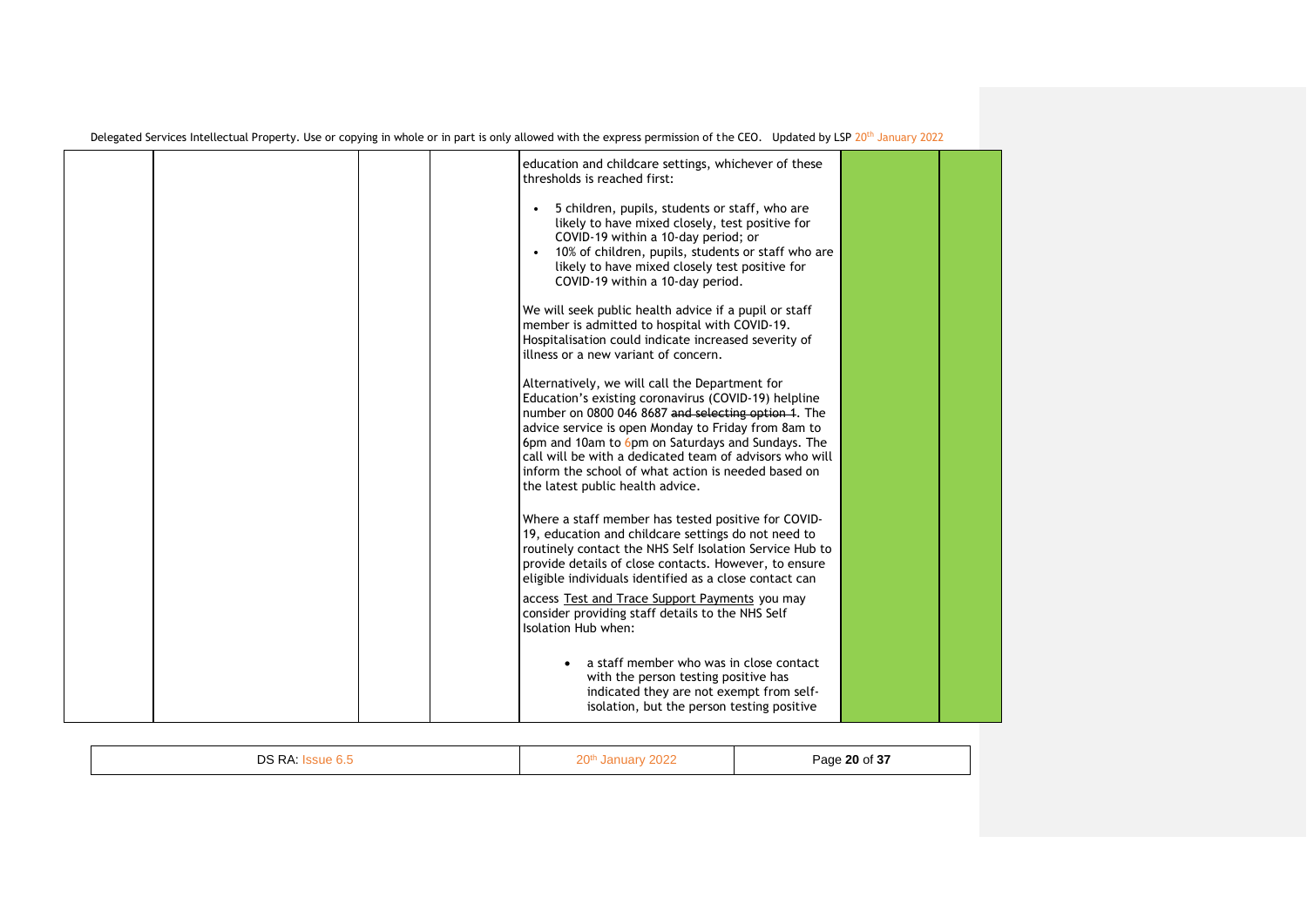| | | | | education and childcare settings, whichever of these thresholds is reached first:<br><br>• 5 children, pupils, students or staff, who are likely to have mixed closely, test positive for COVID-19 within a 10-day period; or<br>• 10% of children, pupils, students or staff who are likely to have mixed closely test positive for COVID-19 within a 10-day period.<br><br>We will seek public health advice if a pupil or staff member is admitted to hospital with COVID-19. Hospitalisation could indicate increased severity of illness or a new variant of concern.<br><br>Alternatively, we will call the Department for Education's existing coronavirus (COVID-19) helpline number on 0800 046 8687 ~~and selecting option 1~~. The advice service is open Monday to Friday from 8am to 6pm and 10am to 6pm on Saturdays and Sundays. The call will be with a dedicated team of advisors who will inform the school of what action is needed based on the latest public health advice.<br><br>Where a staff member has tested positive for COVID-19, education and childcare settings do not need to routinely contact the NHS Self Isolation Service Hub to provide details of close contacts. However, to ensure eligible individuals identified as a close contact can access Test and Trace Support Payments you may consider providing staff details to the NHS Self Isolation Hub when:<br><br>• a staff member who was in close contact with the person testing positive has indicated they are not exempt from self-isolation, but the person testing positive | | |
|---|---|---|---|---|---|---|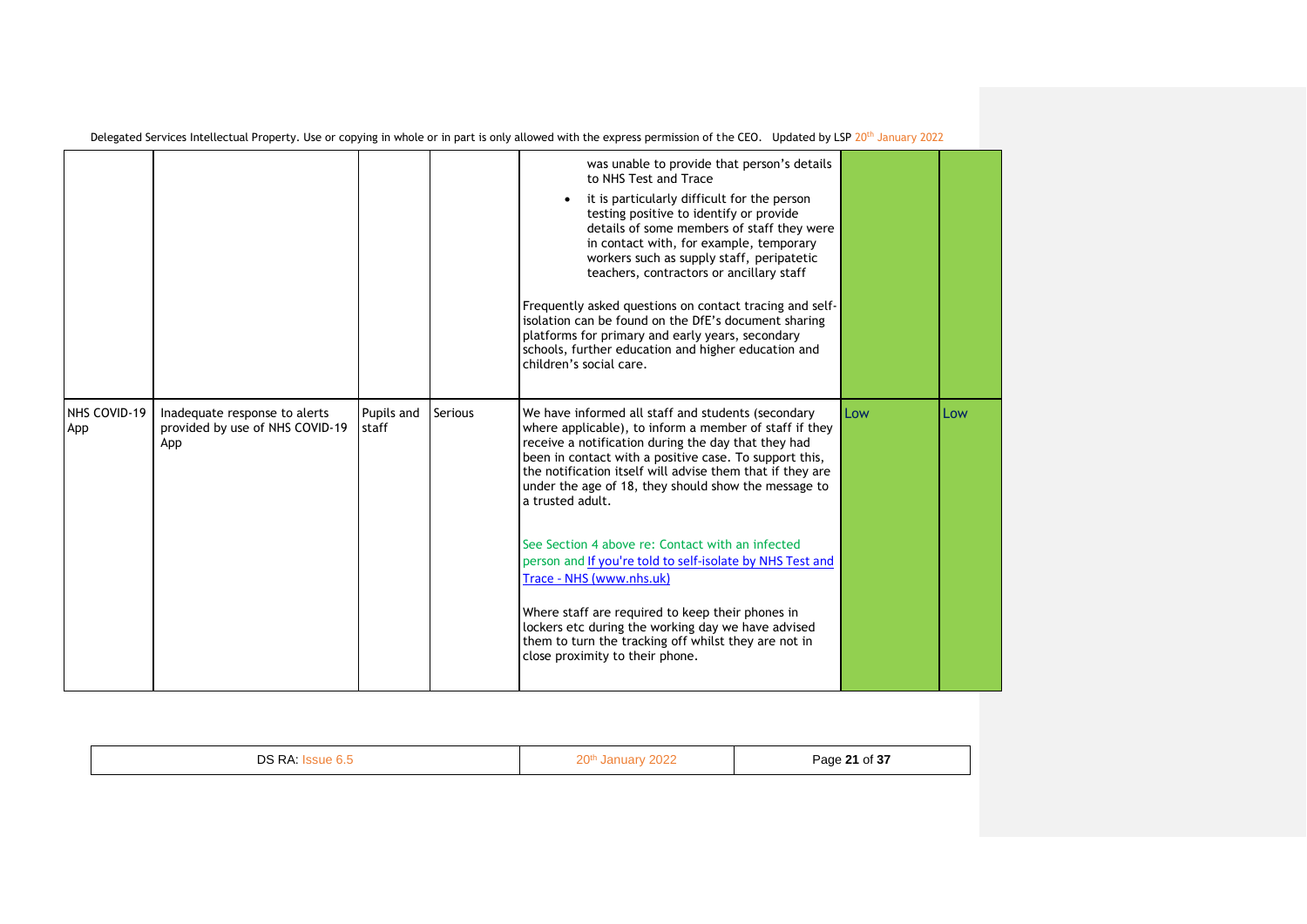| | | | | | | |
|---|---|---|---|---|---|---|
| | | | | was unable to provide that person's details to NHS Test and Trace<br>• it is particularly difficult for the person testing positive to identify or provide details of some members of staff they were in contact with, for example, temporary workers such as supply staff, peripatetic teachers, contractors or ancillary staff<br><br>Frequently asked questions on contact tracing and self-isolation can be found on the DfE's document sharing platforms for primary and early years, secondary schools, further education and higher education and children's social care. | | |
| NHS COVID-19 App | Inadequate response to alerts provided by use of NHS COVID-19 App | Pupils and staff | Serious | We have informed all staff and students (secondary where applicable), to inform a member of staff if they receive a notification during the day that they had been in contact with a positive case. To support this, the notification itself will advise them that if they are under the age of 18, they should show the message to a trusted adult.<br><br>See Section 4 above re: Contact with an infected person and [If you're told to self-isolate by NHS Test and Trace - NHS (www.nhs.uk)](https://www.nhs.uk)<br><br>Where staff are required to keep their phones in lockers etc during the working day we have advised them to turn the tracking off whilst they are not in close proximity to their phone. | Low | Low |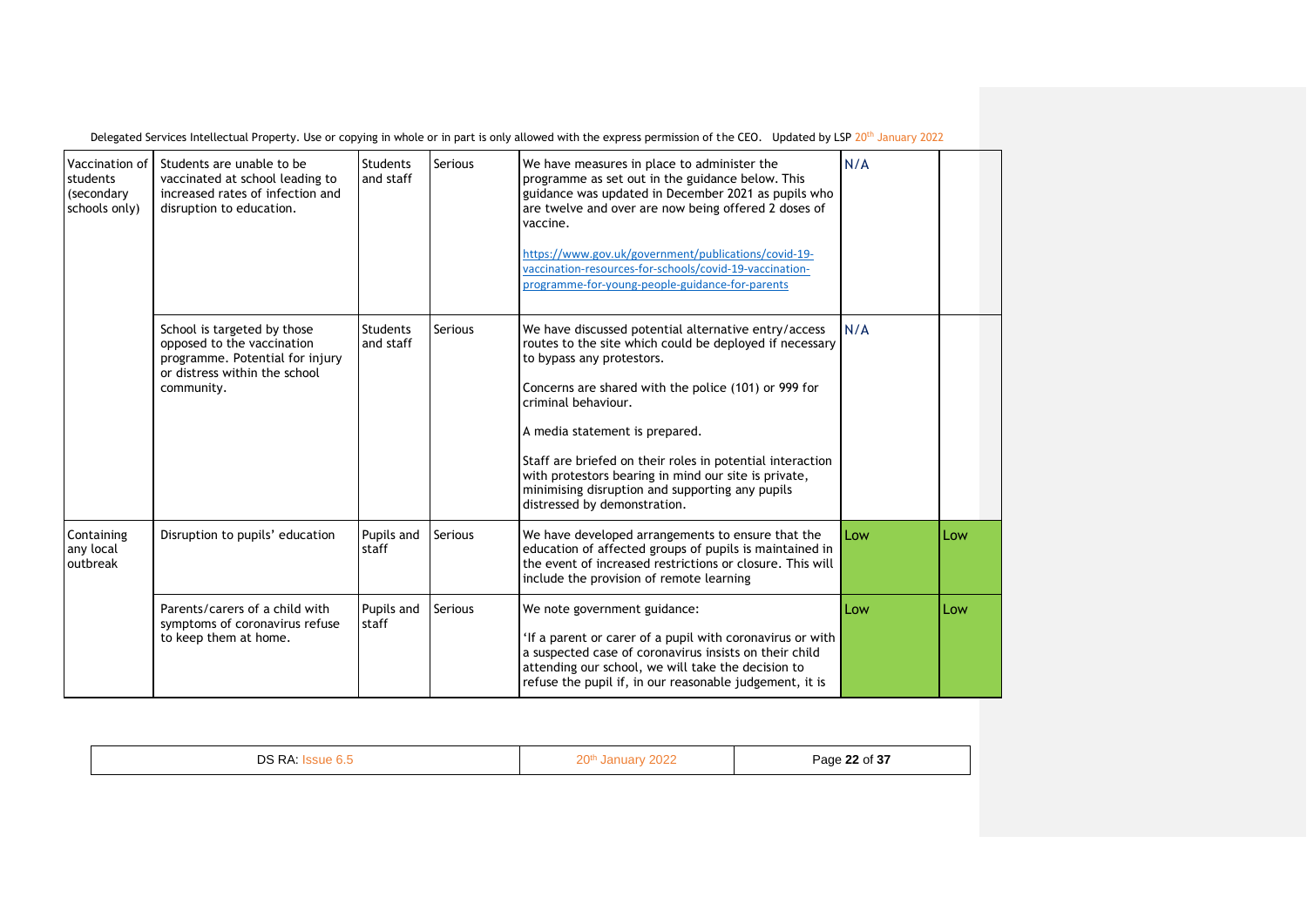| Vaccination of students (secondary schools only) | Students are unable to be vaccinated at school leading to increased rates of infection and disruption to education. | Students and staff | Serious | We have measures in place to administer the programme as set out in the guidance below. This guidance was updated in December 2021 as pupils who are twelve and over are now being offered 2 doses of vaccine.<br><br>https://www.gov.uk/government/publications/covid-19-vaccination-resources-for-schools/covid-19-vaccination-programme-for-young-people-guidance-for-parents | N/A | |
|---|---|---|---|---|---|---|
| | School is targeted by those opposed to the vaccination programme. Potential for injury or distress within the school community. | Students and staff | Serious | We have discussed potential alternative entry/access routes to the site which could be deployed if necessary to bypass any protestors.<br><br>Concerns are shared with the police (101) or 999 for criminal behaviour.<br><br>A media statement is prepared.<br><br>Staff are briefed on their roles in potential interaction with protestors bearing in mind our site is private, minimising disruption and supporting any pupils distressed by demonstration. | N/A | |
| Containing any local outbreak | Disruption to pupils' education | Pupils and staff | Serious | We have developed arrangements to ensure that the education of affected groups of pupils is maintained in the event of increased restrictions or closure. This will include the provision of remote learning | Low | Low |
| | Parents/carers of a child with symptoms of coronavirus refuse to keep them at home. | Pupils and staff | Serious | We note government guidance:<br><br>'If a parent or carer of a pupil with coronavirus or with a suspected case of coronavirus insists on their child attending our school, we will take the decision to refuse the pupil if, in our reasonable judgement, it is | Low | Low |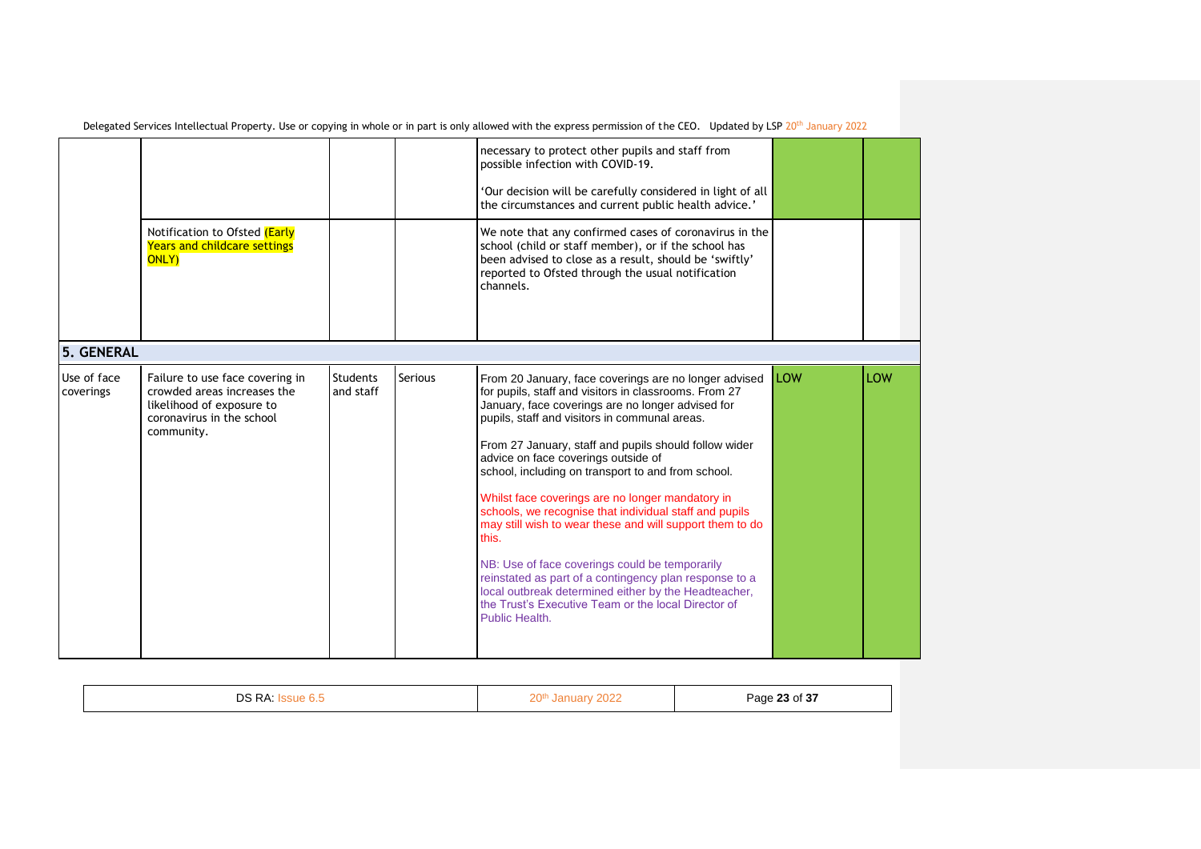| | | | | | | |
|---|---|---|---|---|---|---|
| | | | | necessary to protect other pupils and staff from possible infection with COVID-19.<br><br>'Our decision will be carefully considered in light of all the circumstances and current public health advice.' | | |
| | Notification to Ofsted (Early Years and childcare settings ONLY) | | | We note that any confirmed cases of coronavirus in the school (child or staff member), or if the school has been advised to close as a result, should be 'swiftly' reported to Ofsted through the usual notification channels. | | |
| **5. GENERAL** | | | | | | |
| Use of face coverings | Failure to use face covering in crowded areas increases the likelihood of exposure to coronavirus in the school community. | Students and staff | Serious | From 20 January, face coverings are no longer advised for pupils, staff and visitors in classrooms. From 27 January, face coverings are no longer advised for pupils, staff and visitors in communal areas.<br><br>From 27 January, staff and pupils should follow wider advice on face coverings outside of school, including on transport to and from school.<br><br>Whilst face coverings are no longer mandatory in schools, we recognise that individual staff and pupils may still wish to wear these and will support them to do this.<br><br>NB: Use of face coverings could be temporarily reinstated as part of a contingency plan response to a local outbreak determined either by the Headteacher, the Trust's Executive Team or the local Director of Public Health. | LOW | LOW |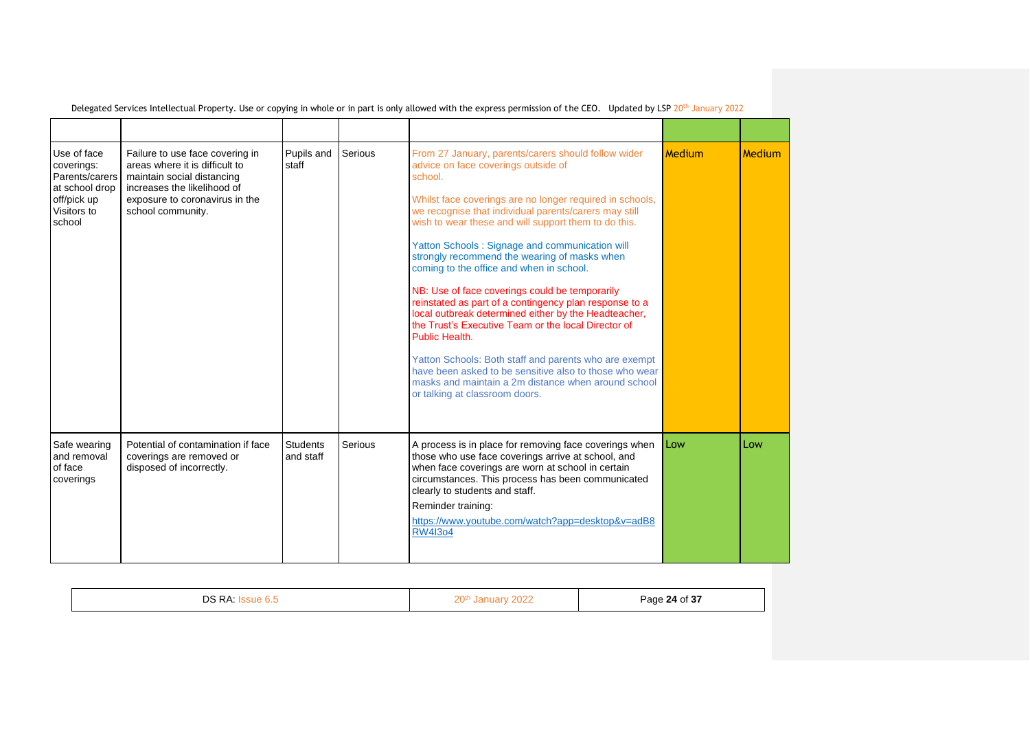| | | | | | | |
|---|---|---|---|---|---|---|
| Use of face coverings: Parents/carers at school drop off/pick up Visitors to school | Failure to use face covering in areas where it is difficult to maintain social distancing increases the likelihood of exposure to coronavirus in the school community. | Pupils and staff | Serious | From 27 January, parents/carers should follow wider advice on face coverings outside of school.<br><br>Whilst face coverings are no longer required in schools, we recognise that individual parents/carers may still wish to wear these and will support them to do this.<br><br>Yatton Schools : Signage and communication will strongly recommend the wearing of masks when coming to the office and when in school.<br><br>NB: Use of face coverings could be temporarily reinstated as part of a contingency plan response to a local outbreak determined either by the Headteacher, the Trust's Executive Team or the local Director of Public Health.<br><br>Yatton Schools: Both staff and parents who are exempt have been asked to be sensitive also to those who wear masks and maintain a 2m distance when around school or talking at classroom doors. | Medium | Medium |
| Safe wearing and removal of face coverings | Potential of contamination if face coverings are removed or disposed of incorrectly. | Students and staff | Serious | A process is in place for removing face coverings when those who use face coverings arrive at school, and when face coverings are worn at school in certain circumstances. This process has been communicated clearly to students and staff.<br><br>Reminder training:<br><br>https://www.youtube.com/watch?app=desktop&v=adB8RW4I3o4 | Low | Low |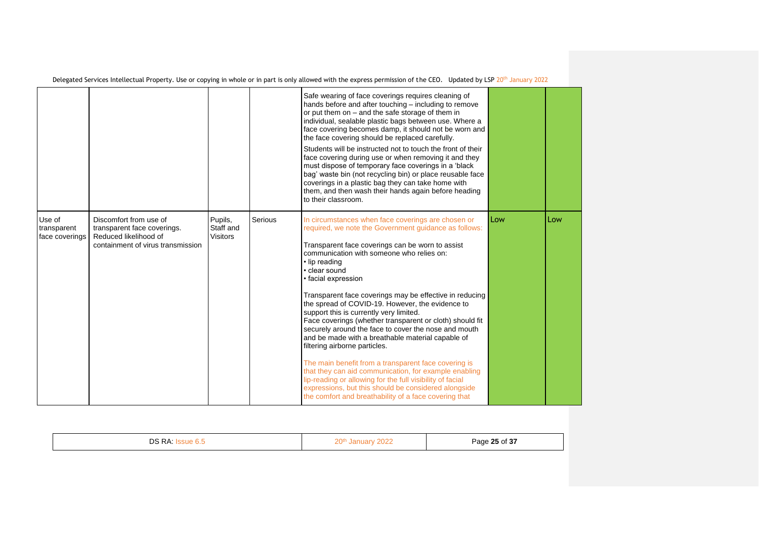| | | | | | | |
|---|---|---|---|---|---|---|
| | | | | Safe wearing of face coverings requires cleaning of hands before and after touching – including to remove or put them on – and the safe storage of them in individual, sealable plastic bags between use. Where a face covering becomes damp, it should not be worn and the face covering should be replaced carefully.<br><br>Students will be instructed not to touch the front of their face covering during use or when removing it and they must dispose of temporary face coverings in a 'black bag' waste bin (not recycling bin) or place reusable face coverings in a plastic bag they can take home with them, and then wash their hands again before heading to their classroom. | | |
| Use of transparent face coverings | Discomfort from use of transparent face coverings. Reduced likelihood of containment of virus transmission | Pupils, Staff and Visitors | Serious | In circumstances when face coverings are chosen or required, we note the Government guidance as follows:<br><br>Transparent face coverings can be worn to assist communication with someone who relies on:<br>• lip reading<br>• clear sound<br>• facial expression<br><br>Transparent face coverings may be effective in reducing the spread of COVID-19. However, the evidence to support this is currently very limited.<br>Face coverings (whether transparent or cloth) should fit securely around the face to cover the nose and mouth and be made with a breathable material capable of filtering airborne particles.<br><br>The main benefit from a transparent face covering is that they can aid communication, for example enabling lip-reading or allowing for the full visibility of facial expressions, but this should be considered alongside the comfort and breathability of a face covering that | Low | Low |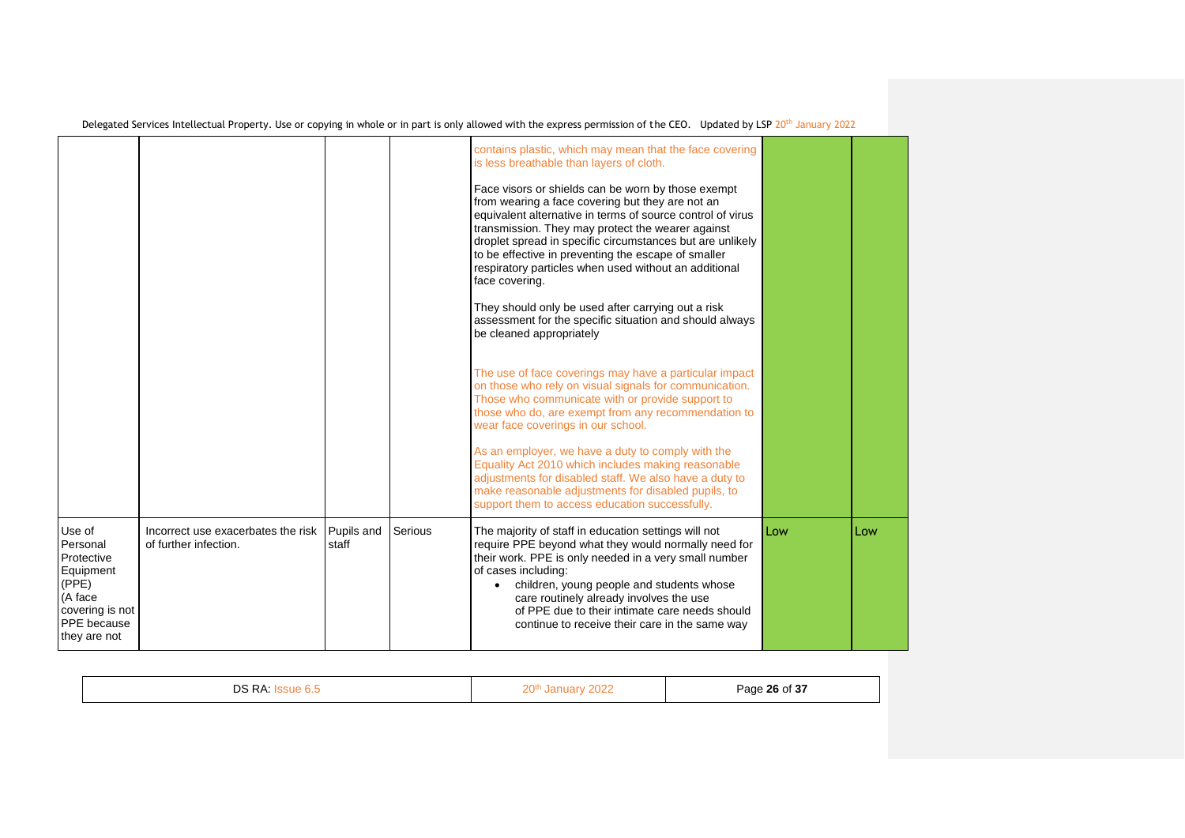| | | | | contains plastic, which may mean that the face covering is less breathable than layers of cloth.<br><br>Face visors or shields can be worn by those exempt from wearing a face covering but they are not an equivalent alternative in terms of source control of virus transmission. They may protect the wearer against droplet spread in specific circumstances but are unlikely to be effective in preventing the escape of smaller respiratory particles when used without an additional face covering.<br><br>They should only be used after carrying out a risk assessment for the specific situation and should always be cleaned appropriately<br><br>The use of face coverings may have a particular impact on those who rely on visual signals for communication. Those who communicate with or provide support to those who do, are exempt from any recommendation to wear face coverings in our school.<br><br>As an employer, we have a duty to comply with the Equality Act 2010 which includes making reasonable adjustments for disabled staff. We also have a duty to make reasonable adjustments for disabled pupils, to support them to access education successfully. | | |
|---|---|---|---|---|---|---|
| Use of Personal Protective Equipment (PPE) (A face covering is not PPE because they are not | Incorrect use exacerbates the risk of further infection. | Pupils and staff | Serious | The majority of staff in education settings will not require PPE beyond what they would normally need for their work. PPE is only needed in a very small number of cases including:<br>• children, young people and students whose care routinely already involves the use of PPE due to their intimate care needs should continue to receive their care in the same way | Low | Low |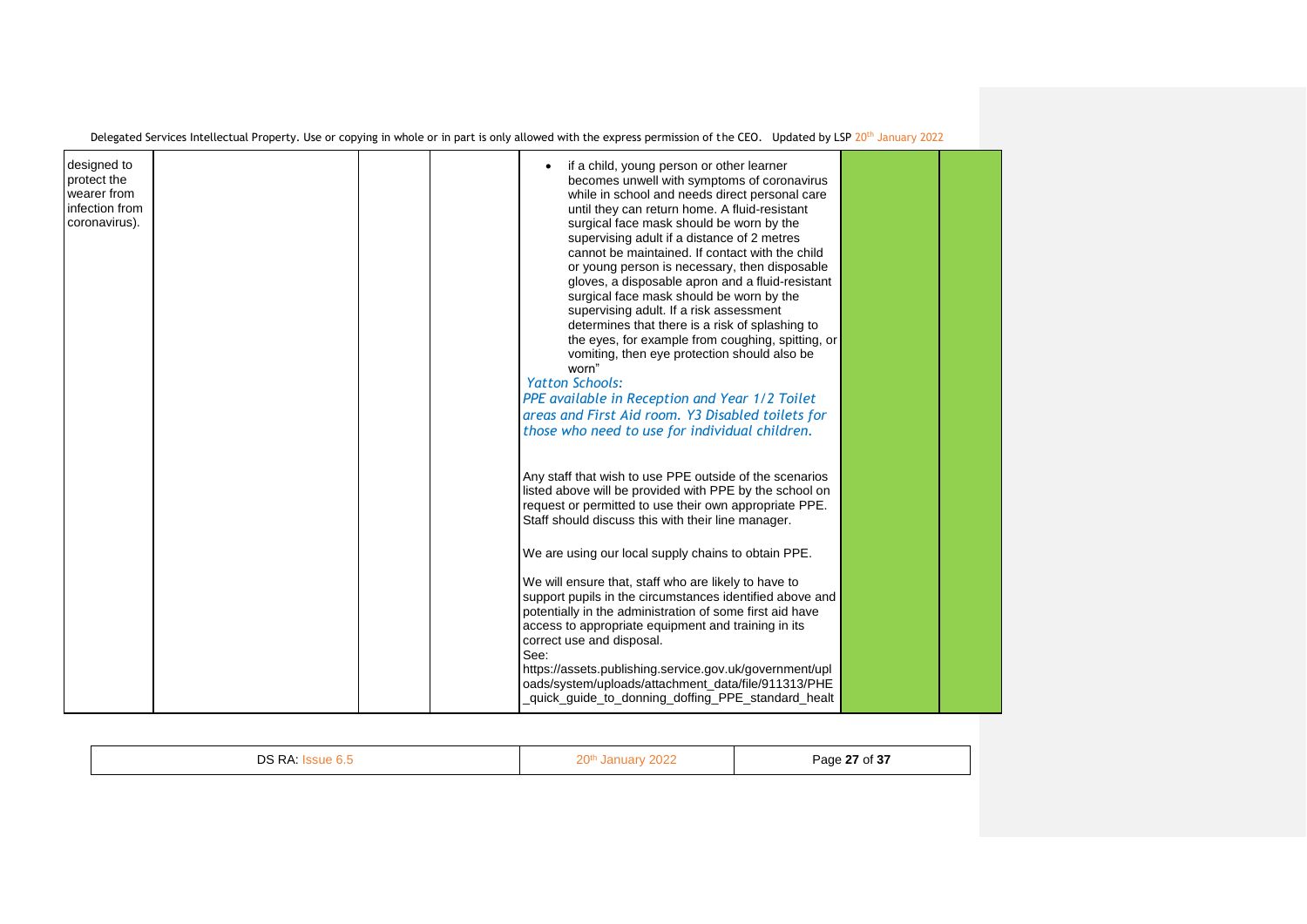| | | | | | | |
|---|---|---|---|---|---|---|
| designed to protect the wearer from infection from coronavirus). | | | | <ul><li>if a child, young person or other learner becomes unwell with symptoms of coronavirus while in school and needs direct personal care until they can return home. A fluid-resistant surgical face mask should be worn by the supervising adult if a distance of 2 metres cannot be maintained. If contact with the child or young person is necessary, then disposable gloves, a disposable apron and a fluid-resistant surgical face mask should be worn by the supervising adult. If a risk assessment determines that there is a risk of splashing to the eyes, for example from coughing, spitting, or vomiting, then eye protection should also be worn"</li></ul>*Yatton Schools:*<br>*PPE available in Reception and Year 1/2 Toilet areas and First Aid room. Y3 Disabled toilets for those who need to use for individual children.*<br><br>Any staff that wish to use PPE outside of the scenarios listed above will be provided with PPE by the school on request or permitted to use their own appropriate PPE. Staff should discuss this with their line manager.<br><br>We are using our local supply chains to obtain PPE.<br><br>We will ensure that, staff who are likely to have to support pupils in the circumstances identified above and potentially in the administration of some first aid have access to appropriate equipment and training in its correct use and disposal.<br>See:<br>https://assets.publishing.service.gov.uk/government/uploads/system/uploads/attachment_data/file/911313/PHE_quick_guide_to_donning_doffing_PPE_standard_healt | | |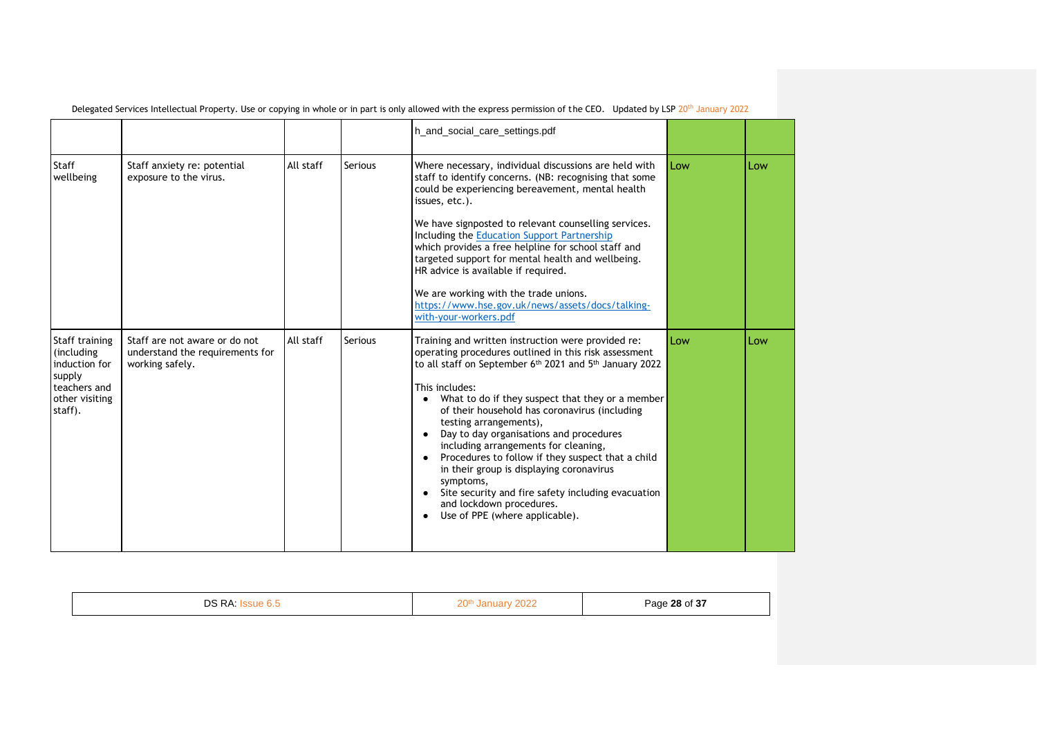| | | | | h_and_social_care_settings.pdf | | |
|---|---|---|---|---|---|---|
| Staff wellbeing | Staff anxiety re: potential exposure to the virus. | All staff | Serious | Where necessary, individual discussions are held with staff to identify concerns. (NB: recognising that some could be experiencing bereavement, mental health issues, etc.).<br><br>We have signposted to relevant counselling services. Including the [Education Support Partnership](https://www.educationsupportpartnership.org.uk/) which provides a free helpline for school staff and targeted support for mental health and wellbeing. HR advice is available if required.<br><br>We are working with the trade unions. https://www.hse.gov.uk/news/assets/docs/talking-with-your-workers.pdf | Low | Low |
| Staff training (including induction for supply teachers and other visiting staff). | Staff are not aware or do not understand the requirements for working safely. | All staff | Serious | Training and written instruction were provided re: operating procedures outlined in this risk assessment to all staff on September 6th 2021 and 5th January 2022<br><br>This includes:<br>• What to do if they suspect that they or a member of their household has coronavirus (including testing arrangements),<br>• Day to day organisations and procedures including arrangements for cleaning,<br>• Procedures to follow if they suspect that a child in their group is displaying coronavirus symptoms,<br>• Site security and fire safety including evacuation and lockdown procedures.<br>• Use of PPE (where applicable). | Low | Low |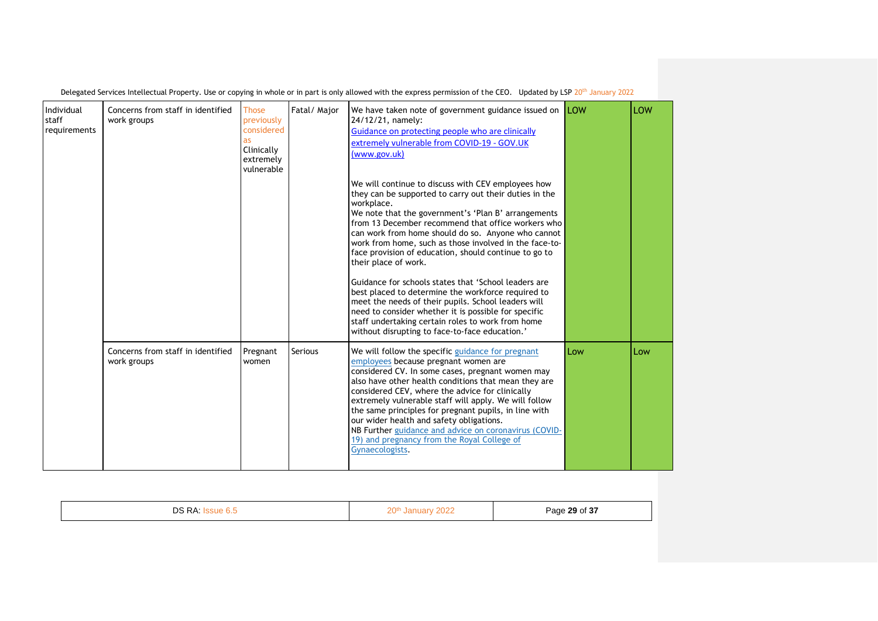| Individual staff requirements | Concerns from staff in identified work groups | Those previously considered as Clinically extremely vulnerable | Fatal/ Major | We have taken note of government guidance issued on 24/12/21, namely: [Guidance on protecting people who are clinically extremely vulnerable from COVID-19 - GOV.UK (www.gov.uk)]<br><br>We will continue to discuss with CEV employees how they can be supported to carry out their duties in the workplace.<br>We note that the government's 'Plan B' arrangements from 13 December recommend that office workers who can work from home should do so. Anyone who cannot work from home, such as those involved in the face-to-face provision of education, should continue to go to their place of work.<br><br>Guidance for schools states that 'School leaders are best placed to determine the workforce required to meet the needs of their pupils. School leaders will need to consider whether it is possible for specific staff undertaking certain roles to work from home without disrupting to face-to-face education.' | LOW | LOW |
|---|---|---|---|---|---|---|
| | Concerns from staff in identified work groups | Pregnant women | Serious | We will follow the specific guidance for pregnant employees because pregnant women are considered CV. In some cases, pregnant women may also have other health conditions that mean they are considered CEV, where the advice for clinically extremely vulnerable staff will apply. We will follow the same principles for pregnant pupils, in line with our wider health and safety obligations.<br>NB Further guidance and advice on coronavirus (COVID-19) and pregnancy from the Royal College of Gynaecologists. | Low | Low |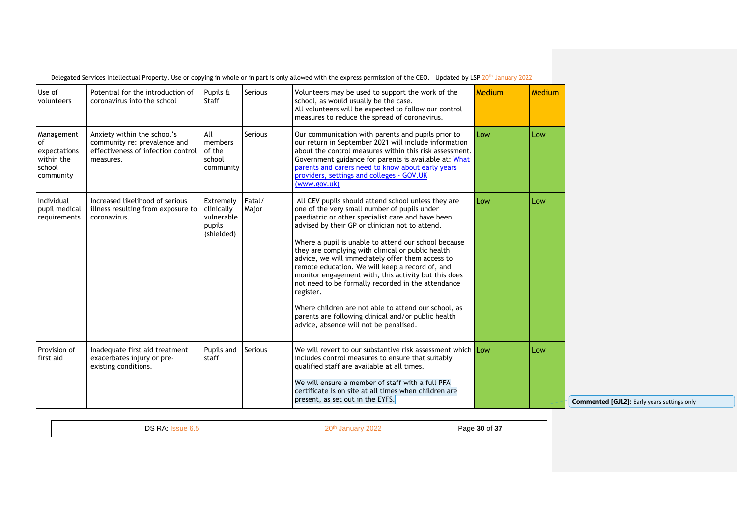| Use of volunteers | Potential for the introduction of coronavirus into the school | Pupils & Staff | Serious | Volunteers may be used to support the work of the school, as would usually be the case.<br>All volunteers will be expected to follow our control measures to reduce the spread of coronavirus. | Medium | Medium |
|---|---|---|---|---|---|---|
| Management of expectations within the school community | Anxiety within the school's community re: prevalence and effectiveness of infection control measures. | All members of the school community | Serious | Our communication with parents and pupils prior to our return in September 2021 will include information about the control measures within this risk assessment. Government guidance for parents is available at: [What parents and carers need to know about early years providers, settings and colleges - GOV.UK (www.gov.uk)](www.gov.uk) | Low | Low |
| Individual pupil medical requirements | Increased likelihood of serious illness resulting from exposure to coronavirus. | Extremely clinically vulnerable pupils (shielded) | Fatal/ Major | All CEV pupils should attend school unless they are one of the very small number of pupils under paediatric or other specialist care and have been advised by their GP or clinician not to attend.<br><br>Where a pupil is unable to attend our school because they are complying with clinical or public health advice, we will immediately offer them access to remote education. We will keep a record of, and monitor engagement with, this activity but this does not need to be formally recorded in the attendance register.<br><br>Where children are not able to attend our school, as parents are following clinical and/or public health advice, absence will not be penalised. | Low | Low |
| Provision of first aid | Inadequate first aid treatment exacerbates injury or pre-existing conditions. | Pupils and staff | Serious | We will revert to our substantive risk assessment which includes control measures to ensure that suitably qualified staff are available at all times.<br><br>We will ensure a member of staff with a full PFA certificate is on site at all times when children are present, as set out in the EYFS. | Low | Low |

**Commented [GJL2]:** Early years settings only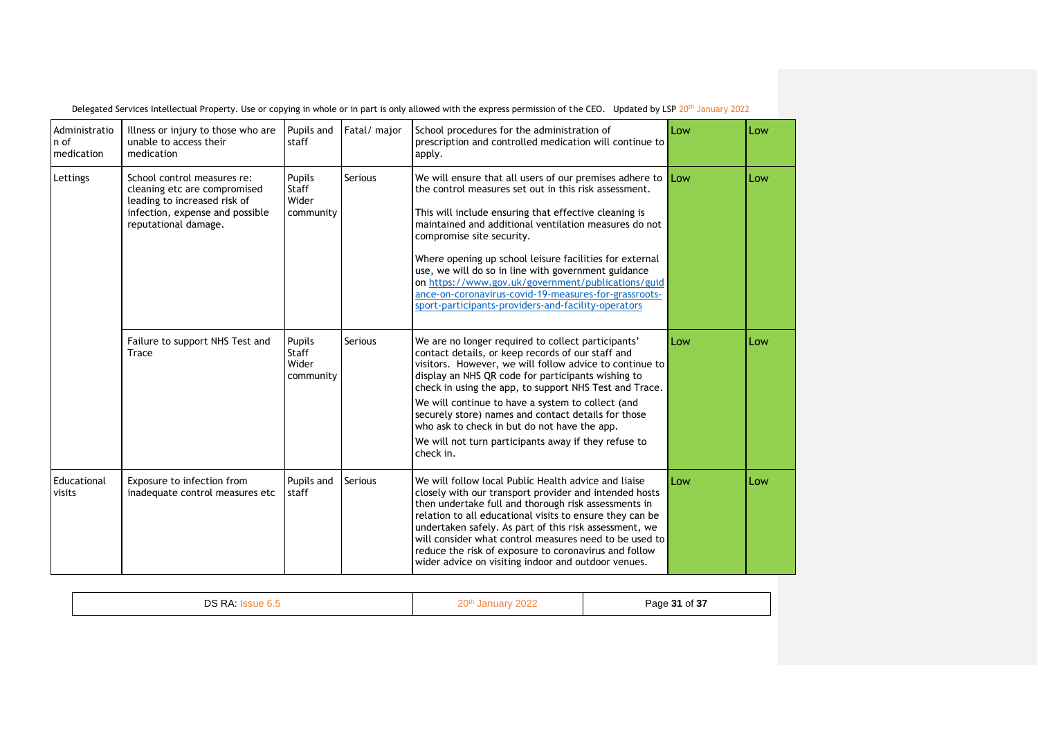| Administration of medication | Illness or injury to those who are unable to access their medication | Pupils and staff | Fatal/ major | School procedures for the administration of prescription and controlled medication will continue to apply. | Low | Low |
|---|---|---|---|---|---|---|
| Lettings | School control measures re: cleaning etc are compromised leading to increased risk of infection, expense and possible reputational damage. | Pupils Staff Wider community | Serious | We will ensure that all users of our premises adhere to the control measures set out in this risk assessment.<br><br>This will include ensuring that effective cleaning is maintained and additional ventilation measures do not compromise site security.<br><br>Where opening up school leisure facilities for external use, we will do so in line with government guidance on https://www.gov.uk/government/publications/guidance-on-coronavirus-covid-19-measures-for-grassroots-sport-participants-providers-and-facility-operators | Low | Low |
| | Failure to support NHS Test and Trace | Pupils Staff Wider community | Serious | We are no longer required to collect participants' contact details, or keep records of our staff and visitors. However, we will follow advice to continue to display an NHS QR code for participants wishing to check in using the app, to support NHS Test and Trace.<br><br>We will continue to have a system to collect (and securely store) names and contact details for those who ask to check in but do not have the app.<br><br>We will not turn participants away if they refuse to check in. | Low | Low |
| Educational visits | Exposure to infection from inadequate control measures etc | Pupils and staff | Serious | We will follow local Public Health advice and liaise closely with our transport provider and intended hosts then undertake full and thorough risk assessments in relation to all educational visits to ensure they can be undertaken safely. As part of this risk assessment, we will consider what control measures need to be used to reduce the risk of exposure to coronavirus and follow wider advice on visiting indoor and outdoor venues. | Low | Low |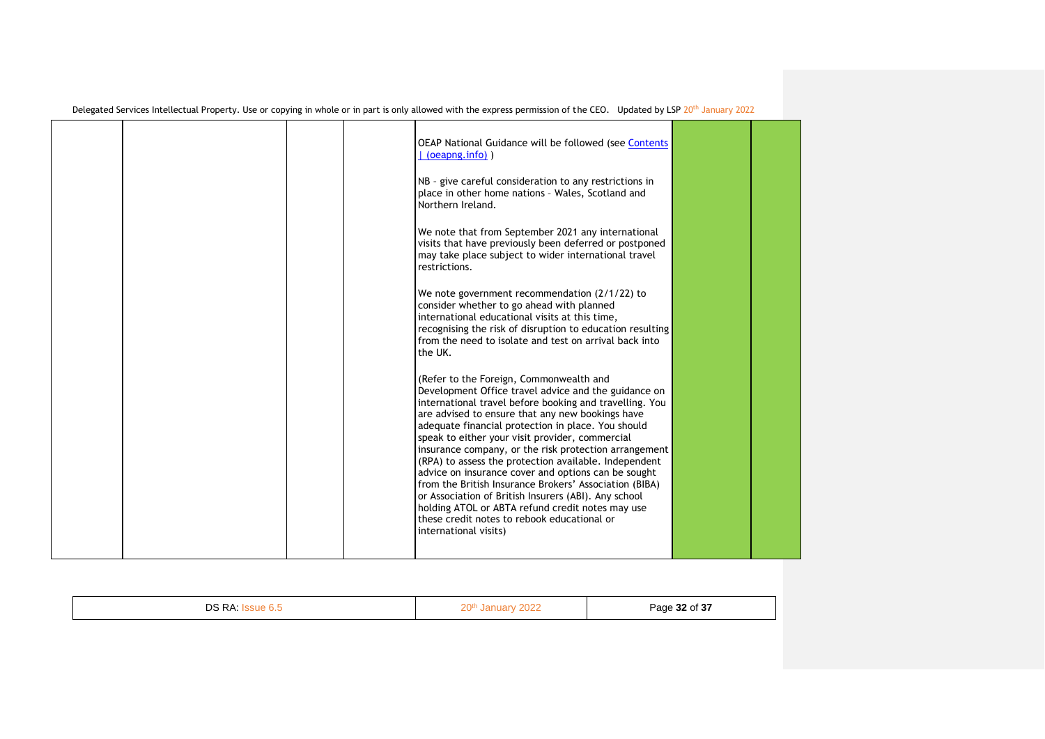|  |  |  |  |  |  |  |
|---|---|---|---|---|---|---|
|  |  |  |  | OEAP National Guidance will be followed (see [Contents \| (oeapng.info)](https://oeapng.info) )<br><br>NB – give careful consideration to any restrictions in place in other home nations – Wales, Scotland and Northern Ireland.<br><br>We note that from September 2021 any international visits that have previously been deferred or postponed may take place subject to wider international travel restrictions.<br><br>We note government recommendation (2/1/22) to consider whether to go ahead with planned international educational visits at this time, recognising the risk of disruption to education resulting from the need to isolate and test on arrival back into the UK.<br><br>(Refer to the Foreign, Commonwealth and Development Office travel advice and the guidance on international travel before booking and travelling. You are advised to ensure that any new bookings have adequate financial protection in place. You should speak to either your visit provider, commercial insurance company, or the risk protection arrangement (RPA) to assess the protection available. Independent advice on insurance cover and options can be sought from the British Insurance Brokers' Association (BIBA) or Association of British Insurers (ABI). Any school holding ATOL or ABTA refund credit notes may use these credit notes to rebook educational or international visits) |  |  |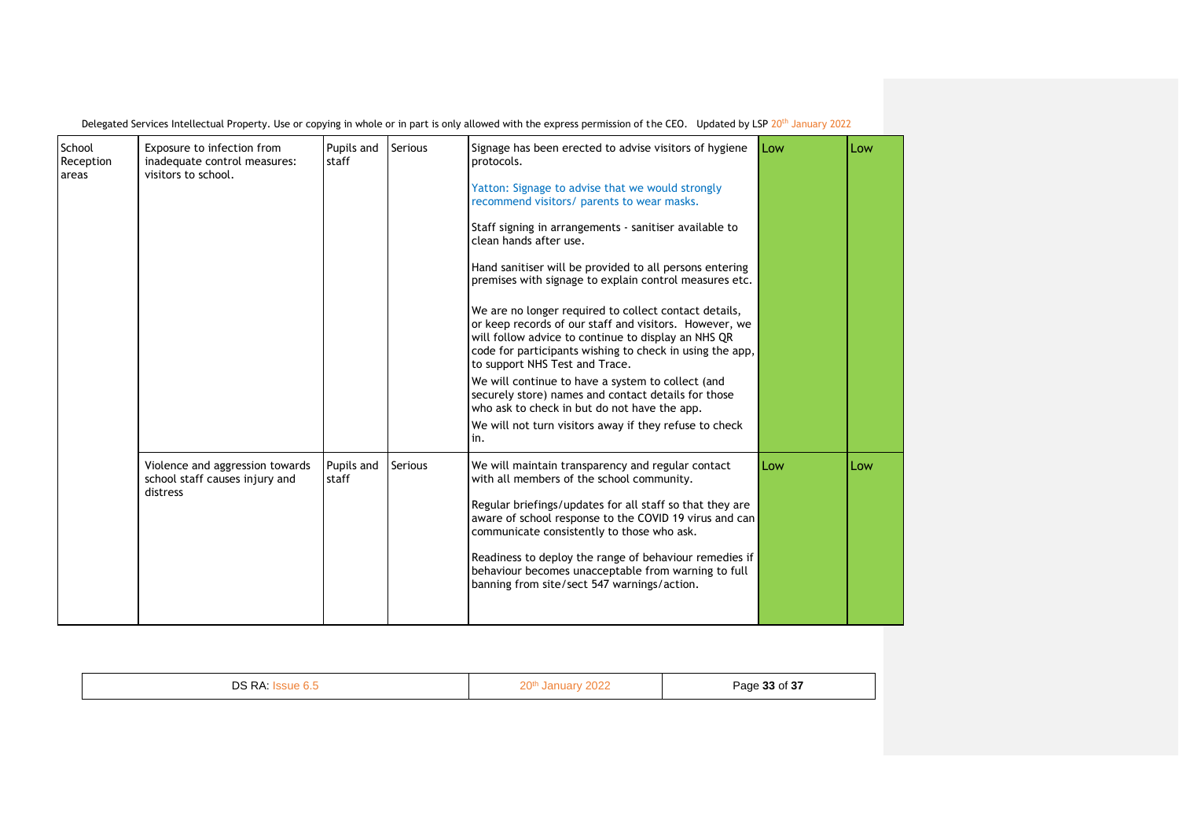| School Reception areas | Exposure to infection from inadequate control measures: visitors to school. | Pupils and staff | Serious | Signage has been erected to advise visitors of hygiene protocols.<br><br>Yatton: Signage to advise that we would strongly recommend visitors/ parents to wear masks.<br><br>Staff signing in arrangements - sanitiser available to clean hands after use.<br><br>Hand sanitiser will be provided to all persons entering premises with signage to explain control measures etc.<br><br>We are no longer required to collect contact details, or keep records of our staff and visitors. However, we will follow advice to continue to display an NHS QR code for participants wishing to check in using the app, to support NHS Test and Trace.<br>We will continue to have a system to collect (and securely store) names and contact details for those who ask to check in but do not have the app.<br>We will not turn visitors away if they refuse to check in. | Low | Low |
|---|---|---|---|---|---|---|
| | Violence and aggression towards school staff causes injury and distress | Pupils and staff | Serious | We will maintain transparency and regular contact with all members of the school community.<br><br>Regular briefings/updates for all staff so that they are aware of school response to the COVID 19 virus and can communicate consistently to those who ask.<br><br>Readiness to deploy the range of behaviour remedies if behaviour becomes unacceptable from warning to full banning from site/sect 547 warnings/action. | Low | Low |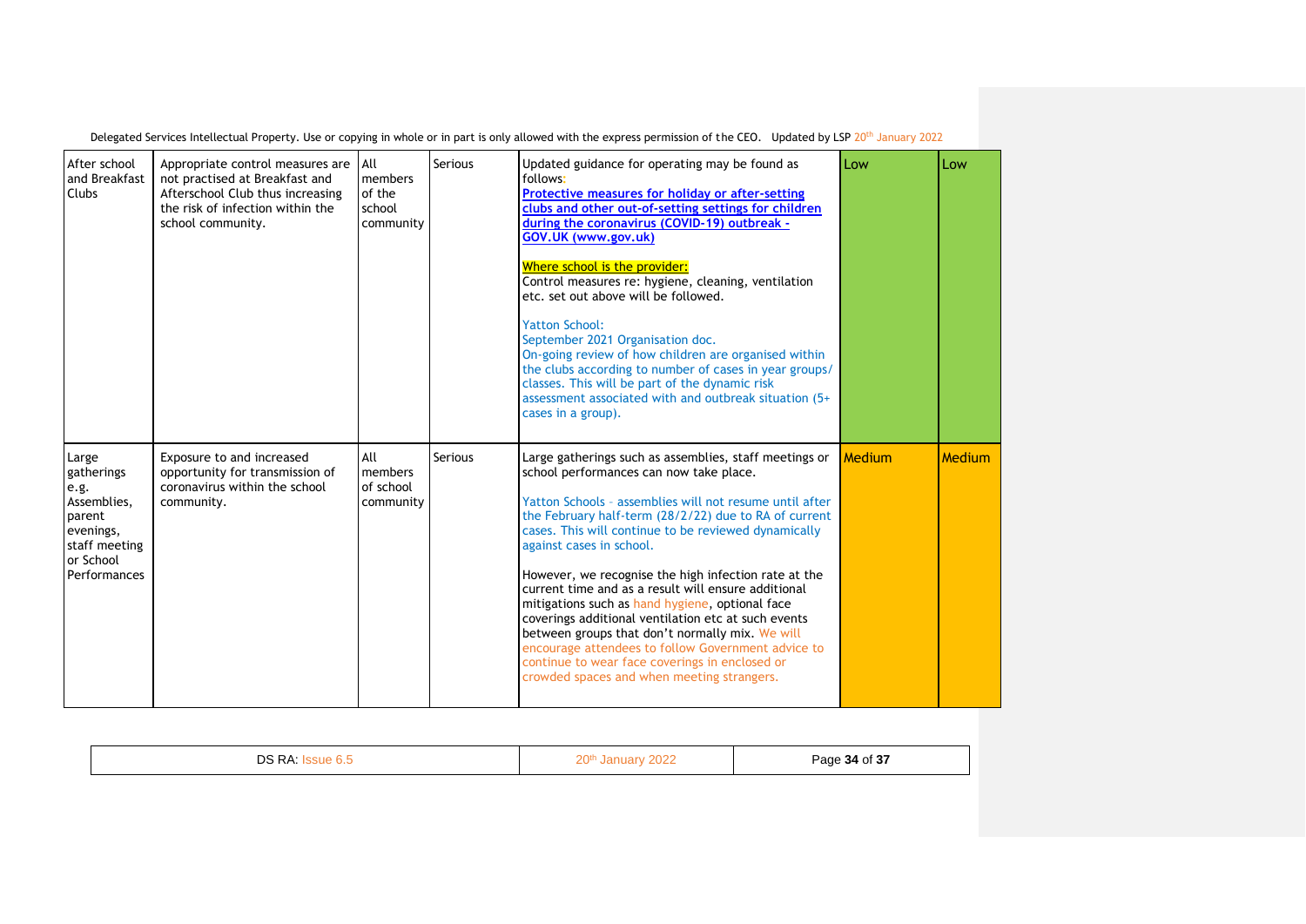| After school and Breakfast Clubs | Appropriate control measures are not practised at Breakfast and Afterschool Club thus increasing the risk of infection within the school community. | All members of the school community | Serious | Updated guidance for operating may be found as follows: **Protective measures for holiday or after-setting clubs and other out-of-setting settings for children during the coronavirus (COVID-19) outbreak - GOV.UK (www.gov.uk)**<br><br>Where school is the provider:<br>Control measures re: hygiene, cleaning, ventilation etc. set out above will be followed.<br><br>Yatton School:<br>September 2021 Organisation doc.<br>On-going review of how children are organised within the clubs according to number of cases in year groups/ classes. This will be part of the dynamic risk assessment associated with and outbreak situation (5+ cases in a group). | Low | Low |
|---|---|---|---|---|---|---|
| Large gatherings e.g. Assemblies, parent evenings, staff meeting or School Performances | Exposure to and increased opportunity for transmission of coronavirus within the school community. | All members of school community | Serious | Large gatherings such as assemblies, staff meetings or school performances can now take place.<br><br>Yatton Schools – assemblies will not resume until after the February half-term (28/2/22) due to RA of current cases. This will continue to be reviewed dynamically against cases in school.<br><br>However, we recognise the high infection rate at the current time and as a result will ensure additional mitigations such as hand hygiene, optional face coverings additional ventilation etc at such events between groups that don't normally mix. We will encourage attendees to follow Government advice to continue to wear face coverings in enclosed or crowded spaces and when meeting strangers. | Medium | Medium |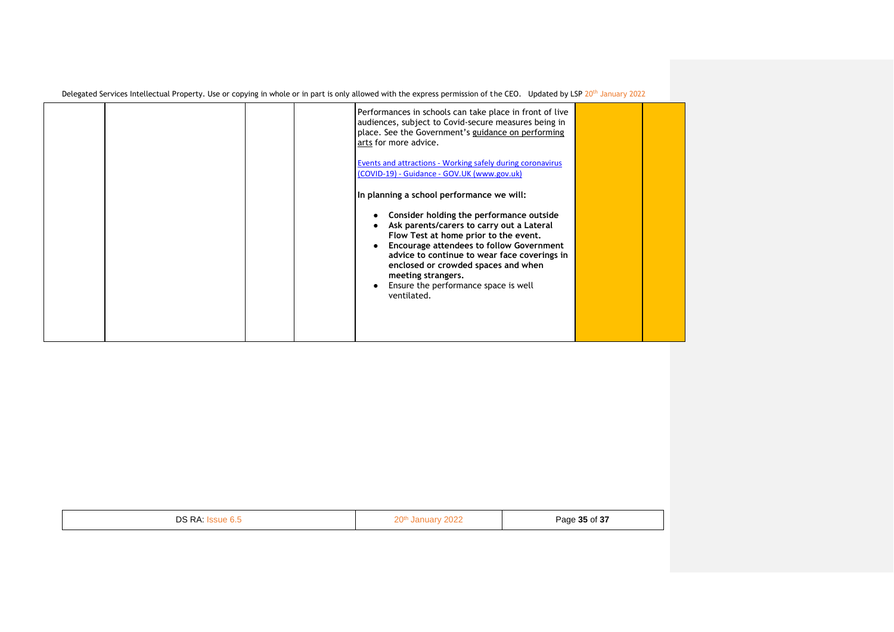| | | | | | | |
|---|---|---|---|---|---|---|
| | | | | Performances in schools can take place in front of live audiences, subject to Covid-secure measures being in place. See the Government's guidance on performing arts for more advice.<br><br>Events and attractions - Working safely during coronavirus (COVID-19) - Guidance - GOV.UK (www.gov.uk)<br><br>**In planning a school performance we will:**<br><br>• **Consider holding the performance outside**<br>• **Ask parents/carers to carry out a Lateral Flow Test at home prior to the event.**<br>• **Encourage attendees to follow Government advice to continue to wear face coverings in enclosed or crowded spaces and when meeting strangers.**<br>• Ensure the performance space is well ventilated. | | |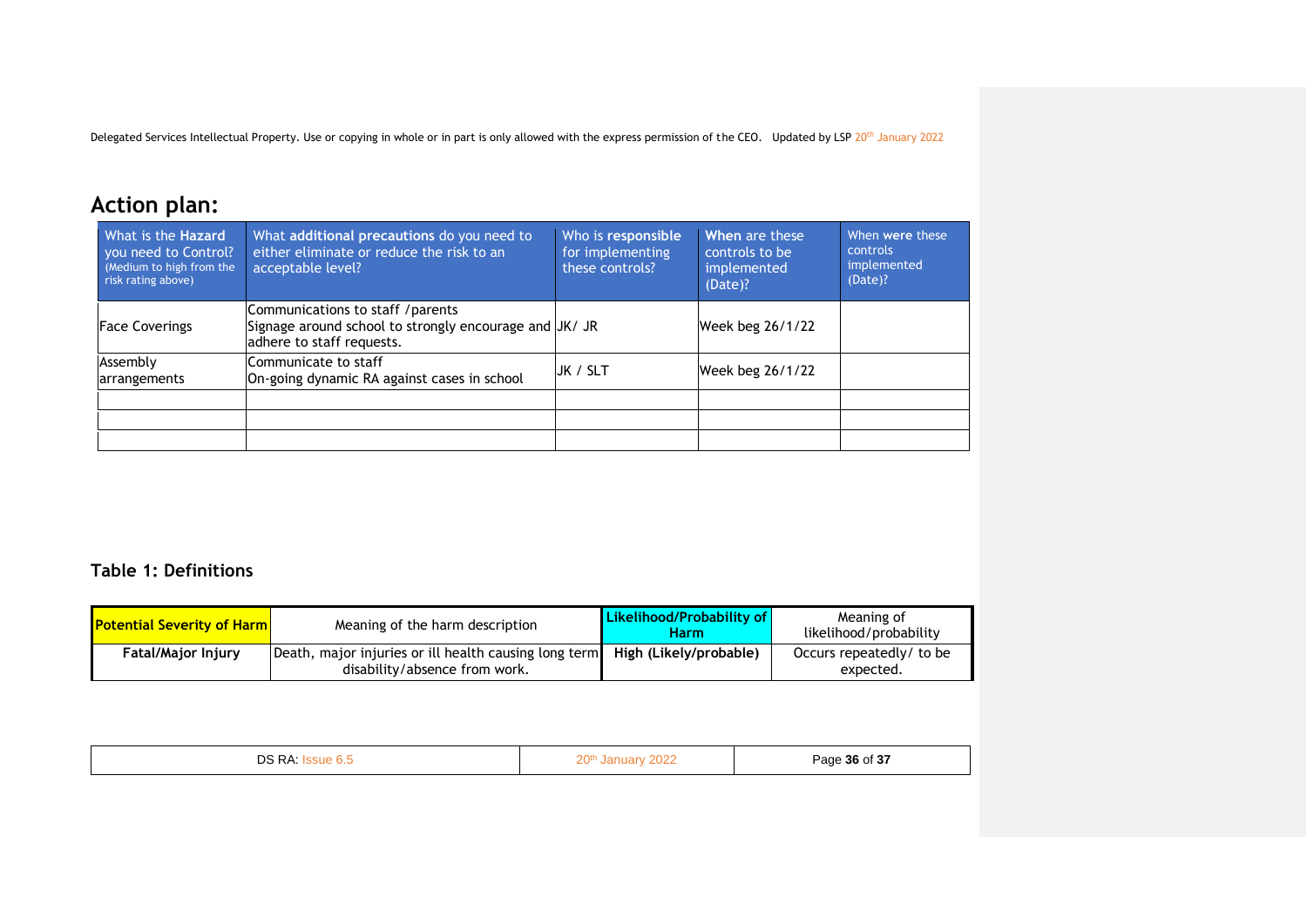## Action plan:

| What is the **Hazard** you need to Control? (Medium to high from the risk rating above) | What **additional precautions** do you need to either eliminate or reduce the risk to an acceptable level? | Who is **responsible** for implementing these controls? | **When** are these controls to be implemented (Date)? | When **were** these controls implemented (Date)? |
|---|---|---|---|---|
| Face Coverings | Communications to staff /parents<br>Signage around school to strongly encourage and adhere to staff requests. | JK/ JR | Week beg 26/1/22 | |
| Assembly arrangements | Communicate to staff<br>On-going dynamic RA against cases in school | JK / SLT | Week beg 26/1/22 | |
| | | | | |
| | | | | |
| | | | | |

### Table 1: Definitions

| Potential Severity of Harm | Meaning of the harm description | Likelihood/Probability of Harm | Meaning of likelihood/probability |
|---|---|---|---|
| **Fatal/Major Injury** | Death, major injuries or ill health causing long term disability/absence from work. | **High (Likely/probable)** | Occurs repeatedly/ to be expected. |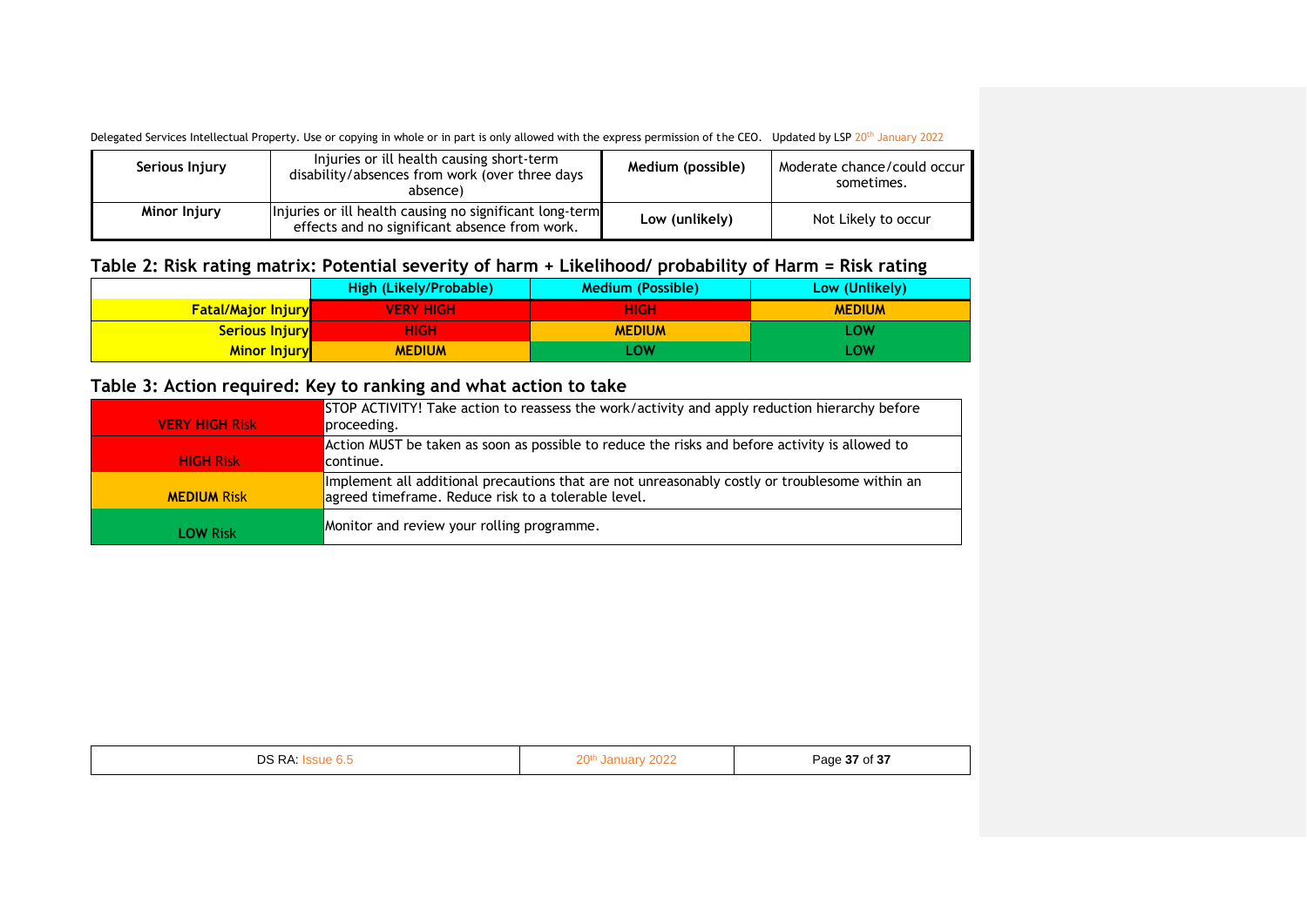| | | | |
|---|---|---|---|
| **Serious Injury** | Injuries or ill health causing short-term disability/absences from work (over three days absence) | **Medium (possible)** | Moderate chance/could occur sometimes. |
| **Minor Injury** | Injuries or ill health causing no significant long-term effects and no significant absence from work. | **Low (unlikely)** | Not Likely to occur |

## Table 2: Risk rating matrix: Potential severity of harm + Likelihood/ probability of Harm = Risk rating

| | **High (Likely/Probable)** | **Medium (Possible)** | **Low (Unlikely)** |
|---|---|---|---|
| **Fatal/Major Injury** | **VERY HIGH** | **HIGH** | **MEDIUM** |
| **Serious Injury** | **HIGH** | **MEDIUM** | **LOW** |
| **Minor Injury** | **MEDIUM** | **LOW** | **LOW** |

## Table 3: Action required: Key to ranking and what action to take

| | |
|---|---|
| **VERY HIGH** Risk | STOP ACTIVITY! Take action to reassess the work/activity and apply reduction hierarchy before proceeding. |
| **HIGH** Risk | Action MUST be taken as soon as possible to reduce the risks and before activity is allowed to continue. |
| **MEDIUM** Risk | Implement all additional precautions that are not unreasonably costly or troublesome within an agreed timeframe. Reduce risk to a tolerable level. |
| **LOW** Risk | Monitor and review your rolling programme. |